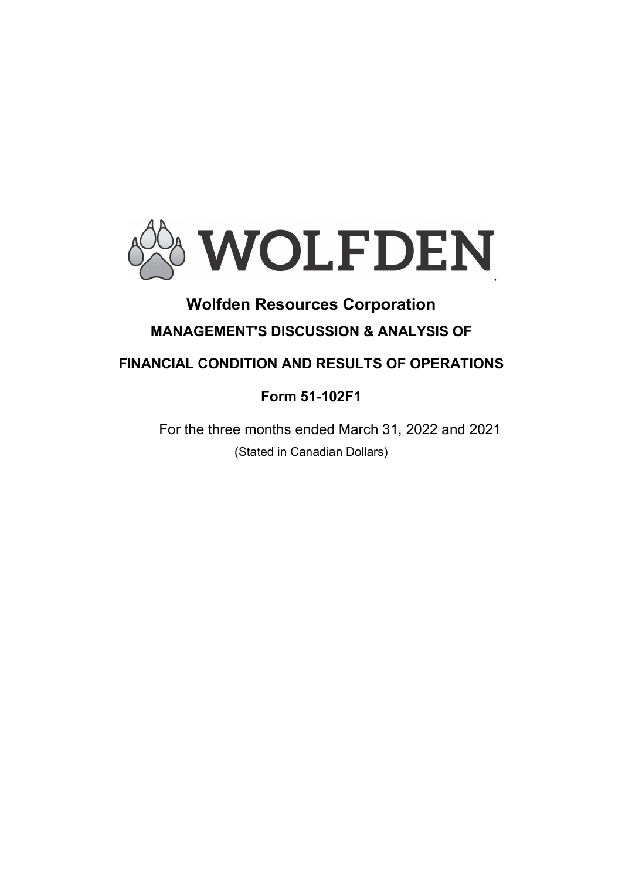WOLFDEN

# Wolfden Resources Corporation

## MANAGEMENT'S DISCUSSION & ANALYSIS OF

## FINANCIAL CONDITION AND RESULTS OF OPERATIONS

## Form 51-102F1

For the three months ended March 31, 2022 and 2021

(Stated in Canadian Dollars)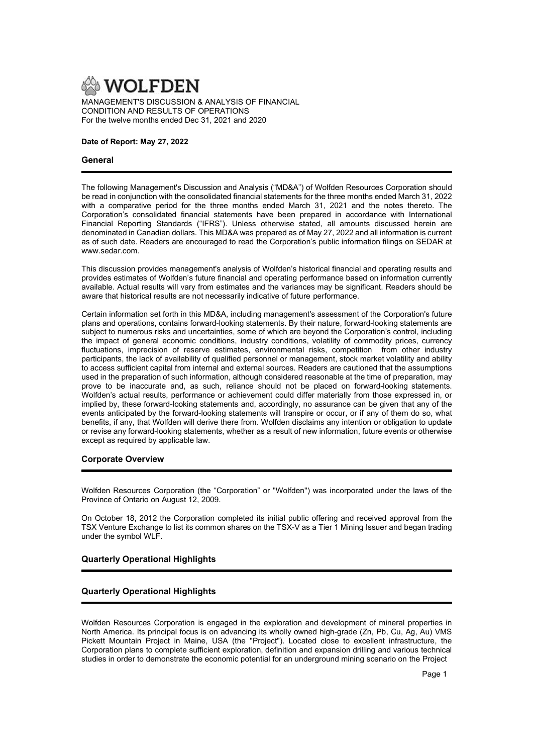# WOLFDEN

MANAGEMENT'S DISCUSSION & ANALYSIS OF FINANCIAL CONDITION AND RESULTS OF OPERATIONS
For the twelve months ended Dec 31, 2021 and 2020

**Date of Report: May 27, 2022**

## General

The following Management's Discussion and Analysis ("MD&A") of Wolfden Resources Corporation should be read in conjunction with the consolidated financial statements for the three months ended March 31, 2022 with a comparative period for the three months ended March 31, 2021 and the notes thereto. The Corporation's consolidated financial statements have been prepared in accordance with International Financial Reporting Standards ("IFRS"). Unless otherwise stated, all amounts discussed herein are denominated in Canadian dollars. This MD&A was prepared as of May 27, 2022 and all information is current as of such date. Readers are encouraged to read the Corporation's public information filings on SEDAR at www.sedar.com.

This discussion provides management's analysis of Wolfden's historical financial and operating results and provides estimates of Wolfden's future financial and operating performance based on information currently available. Actual results will vary from estimates and the variances may be significant. Readers should be aware that historical results are not necessarily indicative of future performance.

Certain information set forth in this MD&A, including management's assessment of the Corporation's future plans and operations, contains forward-looking statements. By their nature, forward-looking statements are subject to numerous risks and uncertainties, some of which are beyond the Corporation's control, including the impact of general economic conditions, industry conditions, volatility of commodity prices, currency fluctuations, imprecision of reserve estimates, environmental risks, competition from other industry participants, the lack of availability of qualified personnel or management, stock market volatility and ability to access sufficient capital from internal and external sources. Readers are cautioned that the assumptions used in the preparation of such information, although considered reasonable at the time of preparation, may prove to be inaccurate and, as such, reliance should not be placed on forward-looking statements. Wolfden's actual results, performance or achievement could differ materially from those expressed in, or implied by, these forward-looking statements and, accordingly, no assurance can be given that any of the events anticipated by the forward-looking statements will transpire or occur, or if any of them do so, what benefits, if any, that Wolfden will derive there from. Wolfden disclaims any intention or obligation to update or revise any forward-looking statements, whether as a result of new information, future events or otherwise except as required by applicable law.

## Corporate Overview

Wolfden Resources Corporation (the "Corporation" or "Wolfden") was incorporated under the laws of the Province of Ontario on August 12, 2009.

On October 18, 2012 the Corporation completed its initial public offering and received approval from the TSX Venture Exchange to list its common shares on the TSX-V as a Tier 1 Mining Issuer and began trading under the symbol WLF.

## Quarterly Operational Highlights

## Quarterly Operational Highlights

Wolfden Resources Corporation is engaged in the exploration and development of mineral properties in North America. Its principal focus is on advancing its wholly owned high-grade (Zn, Pb, Cu, Ag, Au) VMS Pickett Mountain Project in Maine, USA (the "Project"). Located close to excellent infrastructure, the Corporation plans to complete sufficient exploration, definition and expansion drilling and various technical studies in order to demonstrate the economic potential for an underground mining scenario on the Project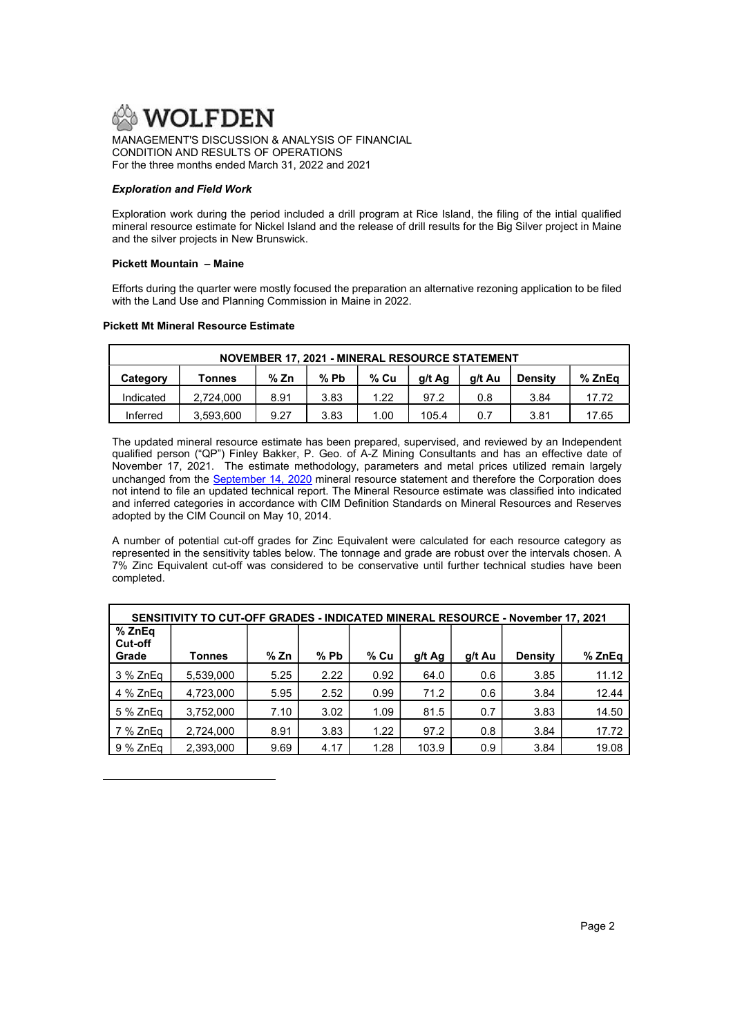### *Exploration and Field Work*

Exploration work during the period included a drill program at Rice Island, the filing of the intial qualified mineral resource estimate for Nickel Island and the release of drill results for the Big Silver project in Maine and the silver projects in New Brunswick.

#### Pickett Mountain – Maine

Efforts during the quarter were mostly focused the preparation an alternative rezoning application to be filed with the Land Use and Planning Commission in Maine in 2022.

#### Pickett Mt Mineral Resource Estimate

| NOVEMBER 17, 2021 - MINERAL RESOURCE STATEMENT | | | | | | | | |
|---|---|---|---|---|---|---|---|---|
| Category | Tonnes | % Zn | % Pb | % Cu | g/t Ag | g/t Au | Density | % ZnEq |
| Indicated | 2,724,000 | 8.91 | 3.83 | 1.22 | 97.2 | 0.8 | 3.84 | 17.72 |
| Inferred | 3,593,600 | 9.27 | 3.83 | 1.00 | 105.4 | 0.7 | 3.81 | 17.65 |

The updated mineral resource estimate has been prepared, supervised, and reviewed by an Independent qualified person ("QP") Finley Bakker, P. Geo. of A-Z Mining Consultants and has an effective date of November 17, 2021. The estimate methodology, parameters and metal prices utilized remain largely unchanged from the September 14, 2020 mineral resource statement and therefore the Corporation does not intend to file an updated technical report. The Mineral Resource estimate was classified into indicated and inferred categories in accordance with CIM Definition Standards on Mineral Resources and Reserves adopted by the CIM Council on May 10, 2014.

A number of potential cut-off grades for Zinc Equivalent were calculated for each resource category as represented in the sensitivity tables below. The tonnage and grade are robust over the intervals chosen. A 7% Zinc Equivalent cut-off was considered to be conservative until further technical studies have been completed.

| SENSITIVITY TO CUT-OFF GRADES - INDICATED MINERAL RESOURCE - November 17, 2021 | | | | | | | | |
|---|---|---|---|---|---|---|---|---|
| % ZnEq Cut-off Grade | Tonnes | % Zn | % Pb | % Cu | g/t Ag | g/t Au | Density | % ZnEq |
| 3 % ZnEq | 5,539,000 | 5.25 | 2.22 | 0.92 | 64.0 | 0.6 | 3.85 | 11.12 |
| 4 % ZnEq | 4,723,000 | 5.95 | 2.52 | 0.99 | 71.2 | 0.6 | 3.84 | 12.44 |
| 5 % ZnEq | 3,752,000 | 7.10 | 3.02 | 1.09 | 81.5 | 0.7 | 3.83 | 14.50 |
| 7 % ZnEq | 2,724,000 | 8.91 | 3.83 | 1.22 | 97.2 | 0.8 | 3.84 | 17.72 |
| 9 % ZnEq | 2,393,000 | 9.69 | 4.17 | 1.28 | 103.9 | 0.9 | 3.84 | 19.08 |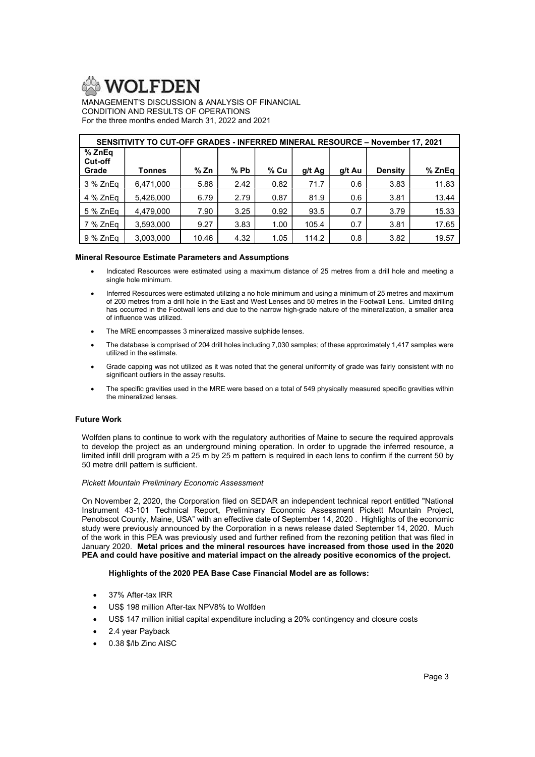| SENSITIVITY TO CUT-OFF GRADES - INFERRED MINERAL RESOURCE – November 17, 2021 | | | | | | | | |
|---|---|---|---|---|---|---|---|---|
| % ZnEq Cut-off Grade | Tonnes | % Zn | % Pb | % Cu | g/t Ag | g/t Au | Density | % ZnEq |
| 3 % ZnEq | 6,471,000 | 5.88 | 2.42 | 0.82 | 71.7 | 0.6 | 3.83 | 11.83 |
| 4 % ZnEq | 5,426,000 | 6.79 | 2.79 | 0.87 | 81.9 | 0.6 | 3.81 | 13.44 |
| 5 % ZnEq | 4,479,000 | 7.90 | 3.25 | 0.92 | 93.5 | 0.7 | 3.79 | 15.33 |
| 7 % ZnEq | 3,593,000 | 9.27 | 3.83 | 1.00 | 105.4 | 0.7 | 3.81 | 17.65 |
| 9 % ZnEq | 3,003,000 | 10.46 | 4.32 | 1.05 | 114.2 | 0.8 | 3.82 | 19.57 |

**Mineral Resource Estimate Parameters and Assumptions**

- Indicated Resources were estimated using a maximum distance of 25 metres from a drill hole and meeting a single hole minimum.
- Inferred Resources were estimated utilizing a no hole minimum and using a minimum of 25 metres and maximum of 200 metres from a drill hole in the East and West Lenses and 50 metres in the Footwall Lens. Limited drilling has occurred in the Footwall lens and due to the narrow high-grade nature of the mineralization, a smaller area of influence was utilized.
- The MRE encompasses 3 mineralized massive sulphide lenses.
- The database is comprised of 204 drill holes including 7,030 samples; of these approximately 1,417 samples were utilized in the estimate.
- Grade capping was not utilized as it was noted that the general uniformity of grade was fairly consistent with no significant outliers in the assay results.
- The specific gravities used in the MRE were based on a total of 549 physically measured specific gravities within the mineralized lenses.

**Future Work**

Wolfden plans to continue to work with the regulatory authorities of Maine to secure the required approvals to develop the project as an underground mining operation. In order to upgrade the inferred resource, a limited infill drill program with a 25 m by 25 m pattern is required in each lens to confirm if the current 50 by 50 metre drill pattern is sufficient.

*Pickett Mountain Preliminary Economic Assessment*

On November 2, 2020, the Corporation filed on SEDAR an independent technical report entitled "National Instrument 43-101 Technical Report, Preliminary Economic Assessment Pickett Mountain Project, Penobscot County, Maine, USA" with an effective date of September 14, 2020 . Highlights of the economic study were previously announced by the Corporation in a news release dated September 14, 2020. Much of the work in this PEA was previously used and further refined from the rezoning petition that was filed in January 2020. **Metal prices and the mineral resources have increased from those used in the 2020 PEA and could have positive and material impact on the already positive economics of the project.**

**Highlights of the 2020 PEA Base Case Financial Model are as follows:**

- 37% After-tax IRR
- US$ 198 million After-tax NPV8% to Wolfden
- US$ 147 million initial capital expenditure including a 20% contingency and closure costs
- 2.4 year Payback
- 0.38 $/lb Zinc AISC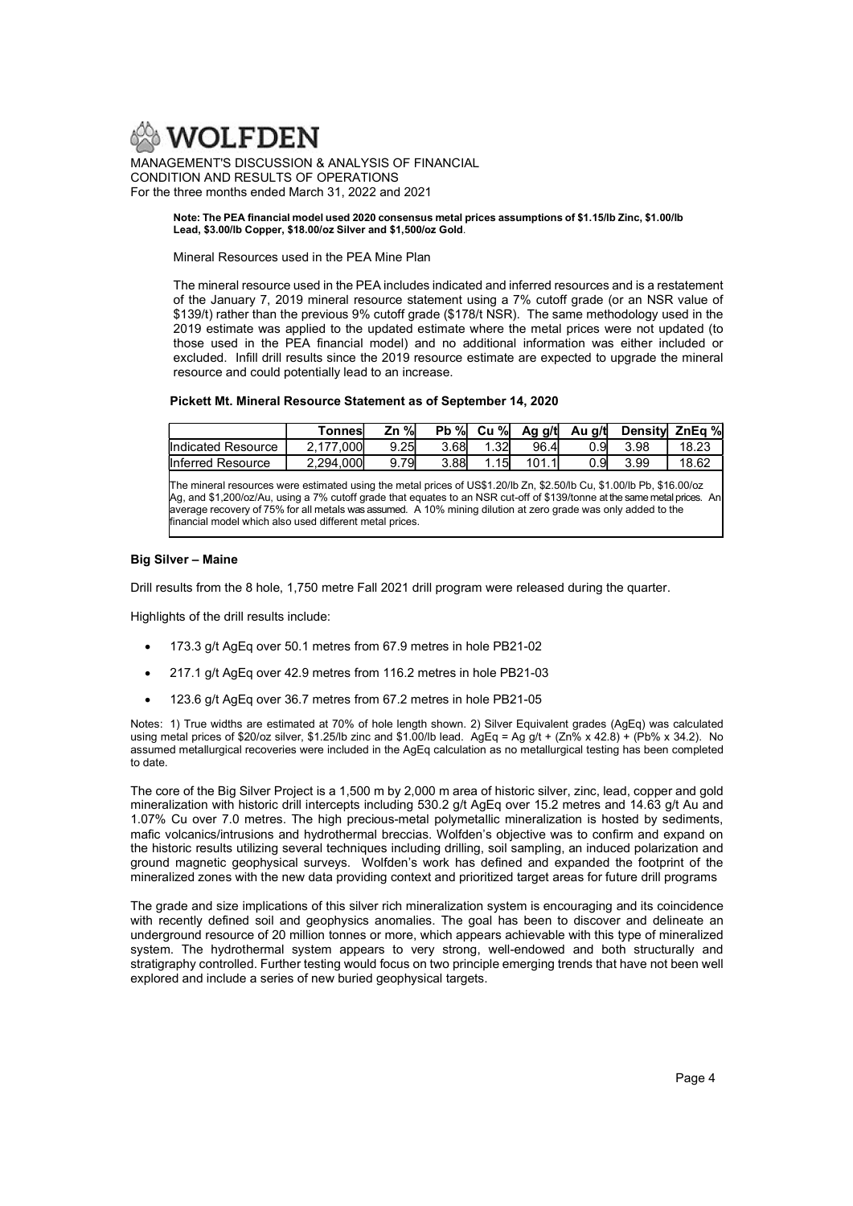**Note: The PEA financial model used 2020 consensus metal prices assumptions of $1.15/lb Zinc, $1.00/lb Lead, $3.00/lb Copper, $18.00/oz Silver and $1,500/oz Gold**.

Mineral Resources used in the PEA Mine Plan

The mineral resource used in the PEA includes indicated and inferred resources and is a restatement of the January 7, 2019 mineral resource statement using a 7% cutoff grade (or an NSR value of $139/t) rather than the previous 9% cutoff grade ($178/t NSR). The same methodology used in the 2019 estimate was applied to the updated estimate where the metal prices were not updated (to those used in the PEA financial model) and no additional information was either included or excluded. Infill drill results since the 2019 resource estimate are expected to upgrade the mineral resource and could potentially lead to an increase.

**Pickett Mt. Mineral Resource Statement as of September 14, 2020**

| | Tonnes | Zn % | Pb % | Cu % | Ag g/t | Au g/t | Density | ZnEq % |
|---|---|---|---|---|---|---|---|---|
| Indicated Resource | 2,177,000 | 9.25 | 3.68 | 1.32 | 96.4 | 0.9 | 3.98 | 18.23 |
| Inferred Resource | 2,294,000 | 9.79 | 3.88 | 1.15 | 101.1 | 0.9 | 3.99 | 18.62 |

The mineral resources were estimated using the metal prices of US$1.20/lb Zn, $2.50/lb Cu, $1.00/lb Pb, $16.00/oz Ag, and $1,200/oz/Au, using a 7% cutoff grade that equates to an NSR cut-off of $139/tonne at the same metal prices. An average recovery of 75% for all metals was assumed. A 10% mining dilution at zero grade was only added to the financial model which also used different metal prices.

**Big Silver – Maine**

Drill results from the 8 hole, 1,750 metre Fall 2021 drill program were released during the quarter.

Highlights of the drill results include:

- 173.3 g/t AgEq over 50.1 metres from 67.9 metres in hole PB21-02
- 217.1 g/t AgEq over 42.9 metres from 116.2 metres in hole PB21-03
- 123.6 g/t AgEq over 36.7 metres from 67.2 metres in hole PB21-05

Notes: 1) True widths are estimated at 70% of hole length shown. 2) Silver Equivalent grades (AgEq) was calculated using metal prices of $20/oz silver, $1.25/lb zinc and $1.00/lb lead. AgEq = Ag g/t + (Zn% x 42.8) + (Pb% x 34.2). No assumed metallurgical recoveries were included in the AgEq calculation as no metallurgical testing has been completed to date.

The core of the Big Silver Project is a 1,500 m by 2,000 m area of historic silver, zinc, lead, copper and gold mineralization with historic drill intercepts including 530.2 g/t AgEq over 15.2 metres and 14.63 g/t Au and 1.07% Cu over 7.0 metres. The high precious-metal polymetallic mineralization is hosted by sediments, mafic volcanics/intrusions and hydrothermal breccias. Wolfden's objective was to confirm and expand on the historic results utilizing several techniques including drilling, soil sampling, an induced polarization and ground magnetic geophysical surveys. Wolfden's work has defined and expanded the footprint of the mineralized zones with the new data providing context and prioritized target areas for future drill programs

The grade and size implications of this silver rich mineralization system is encouraging and its coincidence with recently defined soil and geophysics anomalies. The goal has been to discover and delineate an underground resource of 20 million tonnes or more, which appears achievable with this type of mineralized system. The hydrothermal system appears to very strong, well-endowed and both structurally and stratigraphy controlled. Further testing would focus on two principle emerging trends that have not been well explored and include a series of new buried geophysical targets.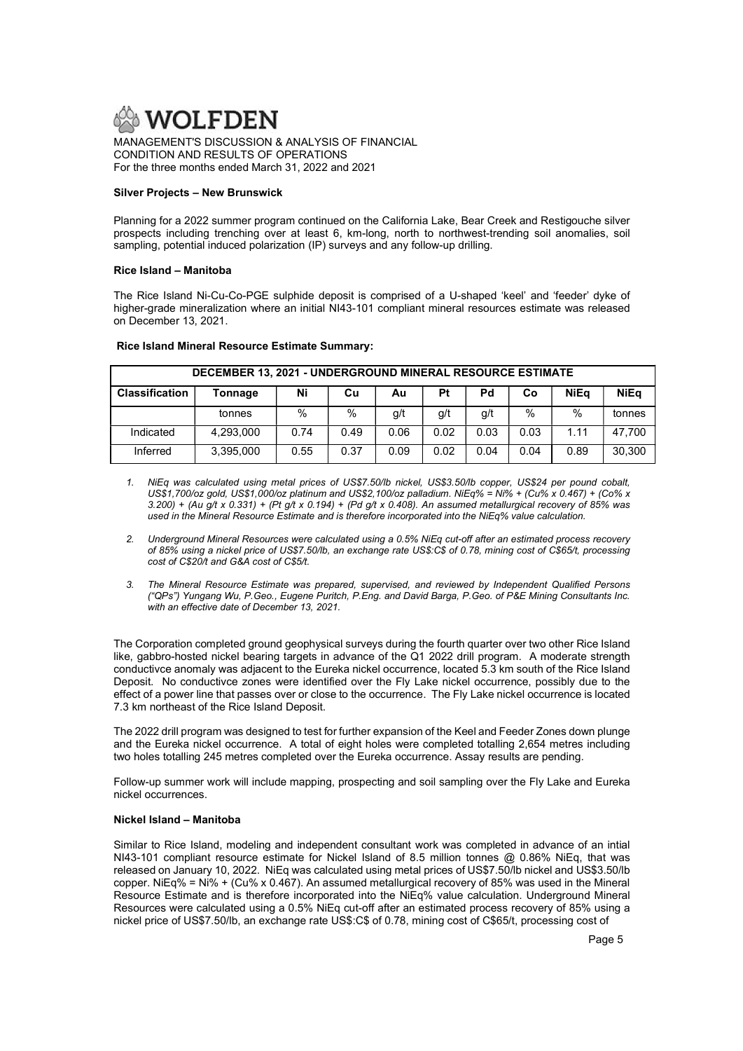### Silver Projects – New Brunswick

Planning for a 2022 summer program continued on the California Lake, Bear Creek and Restigouche silver prospects including trenching over at least 6, km-long, north to northwest-trending soil anomalies, soil sampling, potential induced polarization (IP) surveys and any follow-up drilling.

### Rice Island – Manitoba

The Rice Island Ni-Cu-Co-PGE sulphide deposit is comprised of a U-shaped 'keel' and 'feeder' dyke of higher-grade mineralization where an initial NI43-101 compliant mineral resources estimate was released on December 13, 2021.

**Rice Island Mineral Resource Estimate Summary:**

| DECEMBER 13, 2021 - UNDERGROUND MINERAL RESOURCE ESTIMATE | | | | | | | | | |
|---|---|---|---|---|---|---|---|---|---|
| **Classification** | **Tonnage** | **Ni** | **Cu** | **Au** | **Pt** | **Pd** | **Co** | **NiEq** | **NiEq** |
| | tonnes | % | % | g/t | g/t | g/t | % | % | tonnes |
| Indicated | 4,293,000 | 0.74 | 0.49 | 0.06 | 0.02 | 0.03 | 0.03 | 1.11 | 47,700 |
| Inferred | 3,395,000 | 0.55 | 0.37 | 0.09 | 0.02 | 0.04 | 0.04 | 0.89 | 30,300 |

1. *NiEq was calculated using metal prices of US$7.50/lb nickel, US$3.50/lb copper, US$24 per pound cobalt, US$1,700/oz gold, US$1,000/oz platinum and US$2,100/oz palladium. NiEq% = Ni% + (Cu% x 0.467) + (Co% x 3.200) + (Au g/t x 0.331) + (Pt g/t x 0.194) + (Pd g/t x 0.408). An assumed metallurgical recovery of 85% was used in the Mineral Resource Estimate and is therefore incorporated into the NiEq% value calculation.*
2. *Underground Mineral Resources were calculated using a 0.5% NiEq cut-off after an estimated process recovery of 85% using a nickel price of US$7.50/lb, an exchange rate US$:C$ of 0.78, mining cost of C$65/t, processing cost of C$20/t and G&A cost of C$5/t.*
3. *The Mineral Resource Estimate was prepared, supervised, and reviewed by Independent Qualified Persons ("QPs") Yungang Wu, P.Geo., Eugene Puritch, P.Eng. and David Barga, P.Geo. of P&E Mining Consultants Inc. with an effective date of December 13, 2021.*

The Corporation completed ground geophysical surveys during the fourth quarter over two other Rice Island like, gabbro-hosted nickel bearing targets in advance of the Q1 2022 drill program. A moderate strength conductivce anomaly was adjacent to the Eureka nickel occurrence, located 5.3 km south of the Rice Island Deposit. No conductivce zones were identified over the Fly Lake nickel occurrence, possibly due to the effect of a power line that passes over or close to the occurrence. The Fly Lake nickel occurrence is located 7.3 km northeast of the Rice Island Deposit.

The 2022 drill program was designed to test for further expansion of the Keel and Feeder Zones down plunge and the Eureka nickel occurrence. A total of eight holes were completed totalling 2,654 metres including two holes totalling 245 metres completed over the Eureka occurrence. Assay results are pending.

Follow-up summer work will include mapping, prospecting and soil sampling over the Fly Lake and Eureka nickel occurrences.

### Nickel Island – Manitoba

Similar to Rice Island, modeling and independent consultant work was completed in advance of an intial NI43-101 compliant resource estimate for Nickel Island of 8.5 million tonnes @ 0.86% NiEq, that was released on January 10, 2022. NiEq was calculated using metal prices of US$7.50/lb nickel and US$3.50/lb copper. NiEq% = Ni% + (Cu% x 0.467). An assumed metallurgical recovery of 85% was used in the Mineral Resource Estimate and is therefore incorporated into the NiEq% value calculation. Underground Mineral Resources were calculated using a 0.5% NiEq cut-off after an estimated process recovery of 85% using a nickel price of US$7.50/lb, an exchange rate US$:C$ of 0.78, mining cost of C$65/t, processing cost of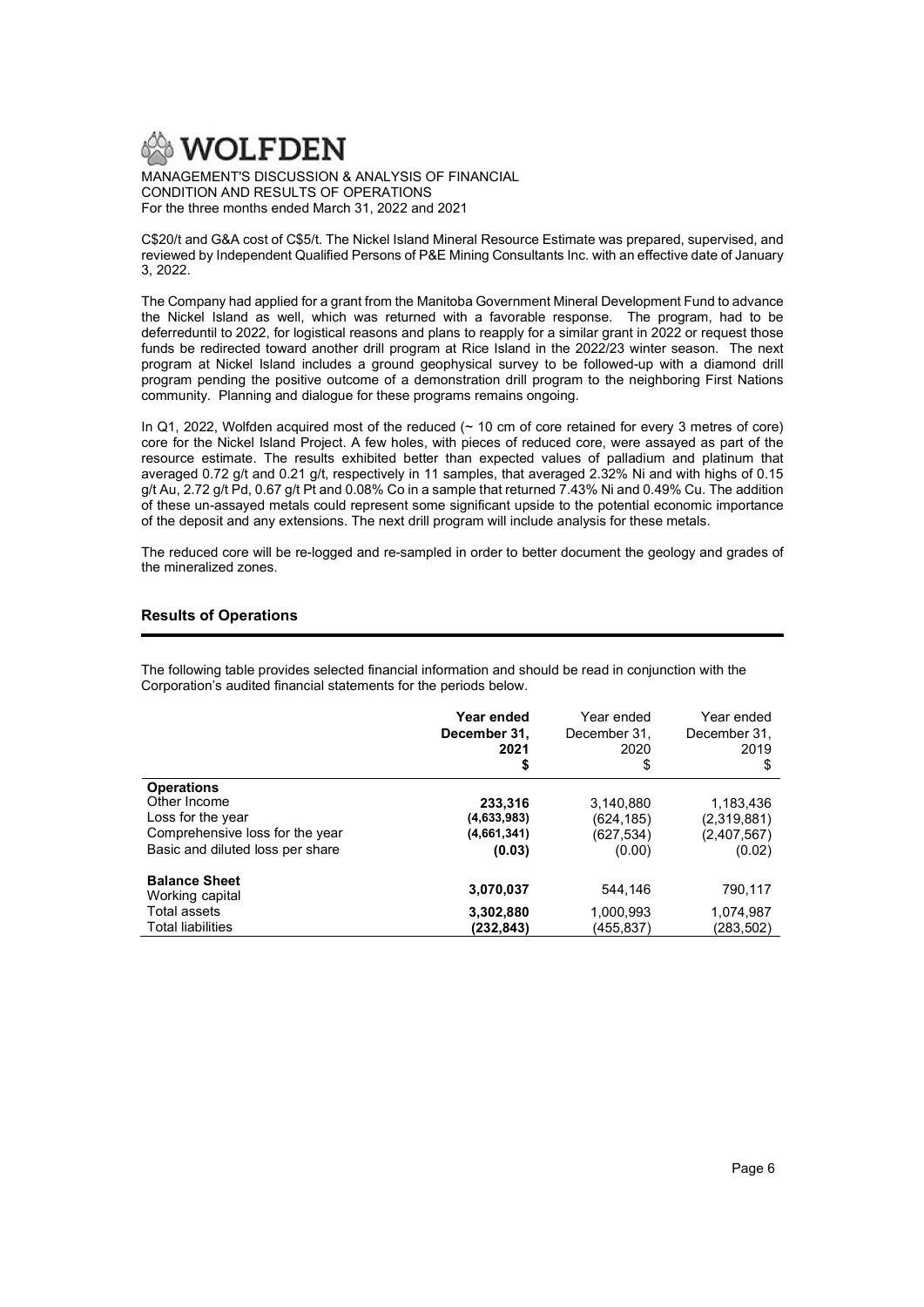C$20/t and G&A cost of C$5/t. The Nickel Island Mineral Resource Estimate was prepared, supervised, and reviewed by Independent Qualified Persons of P&E Mining Consultants Inc. with an effective date of January 3, 2022.

The Company had applied for a grant from the Manitoba Government Mineral Development Fund to advance the Nickel Island as well, which was returned with a favorable response. The program, had to be deferreduntil to 2022, for logistical reasons and plans to reapply for a similar grant in 2022 or request those funds be redirected toward another drill program at Rice Island in the 2022/23 winter season. The next program at Nickel Island includes a ground geophysical survey to be followed-up with a diamond drill program pending the positive outcome of a demonstration drill program to the neighboring First Nations community. Planning and dialogue for these programs remains ongoing.

In Q1, 2022, Wolfden acquired most of the reduced (~ 10 cm of core retained for every 3 metres of core) core for the Nickel Island Project. A few holes, with pieces of reduced core, were assayed as part of the resource estimate. The results exhibited better than expected values of palladium and platinum that averaged 0.72 g/t and 0.21 g/t, respectively in 11 samples, that averaged 2.32% Ni and with highs of 0.15 g/t Au, 2.72 g/t Pd, 0.67 g/t Pt and 0.08% Co in a sample that returned 7.43% Ni and 0.49% Cu. The addition of these un-assayed metals could represent some significant upside to the potential economic importance of the deposit and any extensions. The next drill program will include analysis for these metals.

The reduced core will be re-logged and re-sampled in order to better document the geology and grades of the mineralized zones.

## Results of Operations

The following table provides selected financial information and should be read in conjunction with the Corporation's audited financial statements for the periods below.

| | **Year ended December 31, 2021 $** | Year ended December 31, 2020 $ | Year ended December 31, 2019 $ |
|---|---|---|---|
| **Operations** | | | |
| Other Income | **233,316** | 3,140,880 | 1,183,436 |
| Loss for the year | **(4,633,983)** | (624,185) | (2,319,881) |
| Comprehensive loss for the year | **(4,661,341)** | (627,534) | (2,407,567) |
| Basic and diluted loss per share | **(0.03)** | (0.00) | (0.02) |
| **Balance Sheet** | | | |
| Working capital | **3,070,037** | 544,146 | 790,117 |
| Total assets | **3,302,880** | 1,000,993 | 1,074,987 |
| Total liabilities | **(232,843)** | (455,837) | (283,502) |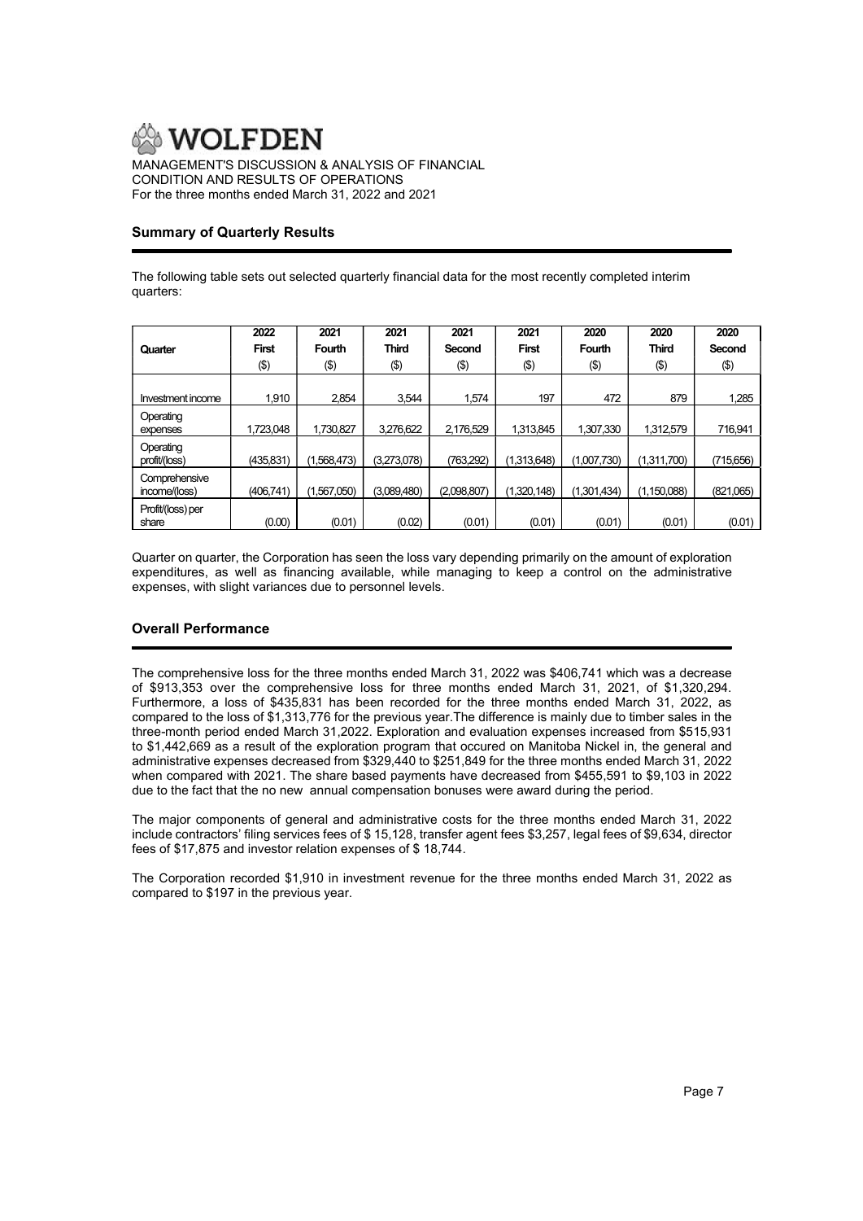MANAGEMENT'S DISCUSSION & ANALYSIS OF FINANCIAL CONDITION AND RESULTS OF OPERATIONS
For the three months ended March 31, 2022 and 2021

## Summary of Quarterly Results

The following table sets out selected quarterly financial data for the most recently completed interim quarters:

| Quarter | 2022 First ($) | 2021 Fourth ($) | 2021 Third ($) | 2021 Second ($) | 2021 First ($) | 2020 Fourth ($) | 2020 Third ($) | 2020 Second ($) |
|---|---|---|---|---|---|---|---|---|
| Investment income | 1,910 | 2,854 | 3,544 | 1,574 | 197 | 472 | 879 | 1,285 |
| Operating expenses | 1,723,048 | 1,730,827 | 3,276,622 | 2,176,529 | 1,313,845 | 1,307,330 | 1,312,579 | 716,941 |
| Operating profit/(loss) | (435,831) | (1,568,473) | (3,273,078) | (763,292) | (1,313,648) | (1,007,730) | (1,311,700) | (715,656) |
| Comprehensive income/(loss) | (406,741) | (1,567,050) | (3,089,480) | (2,098,807) | (1,320,148) | (1,301,434) | (1,150,088) | (821,065) |
| Profit/(loss) per share | (0.00) | (0.01) | (0.02) | (0.01) | (0.01) | (0.01) | (0.01) | (0.01) |

Quarter on quarter, the Corporation has seen the loss vary depending primarily on the amount of exploration expenditures, as well as financing available, while managing to keep a control on the administrative expenses, with slight variances due to personnel levels.

## Overall Performance

The comprehensive loss for the three months ended March 31, 2022 was $406,741 which was a decrease of $913,353 over the comprehensive loss for three months ended March 31, 2021, of $1,320,294. Furthermore, a loss of $435,831 has been recorded for the three months ended March 31, 2022, as compared to the loss of $1,313,776 for the previous year.The difference is mainly due to timber sales in the three-month period ended March 31,2022. Exploration and evaluation expenses increased from $515,931 to $1,442,669 as a result of the exploration program that occured on Manitoba Nickel in, the general and administrative expenses decreased from $329,440 to $251,849 for the three months ended March 31, 2022 when compared with 2021. The share based payments have decreased from $455,591 to $9,103 in 2022 due to the fact that the no new annual compensation bonuses were award during the period.

The major components of general and administrative costs for the three months ended March 31, 2022 include contractors' filing services fees of $ 15,128, transfer agent fees $3,257, legal fees of $9,634, director fees of $17,875 and investor relation expenses of $ 18,744.

The Corporation recorded $1,910 in investment revenue for the three months ended March 31, 2022 as compared to $197 in the previous year.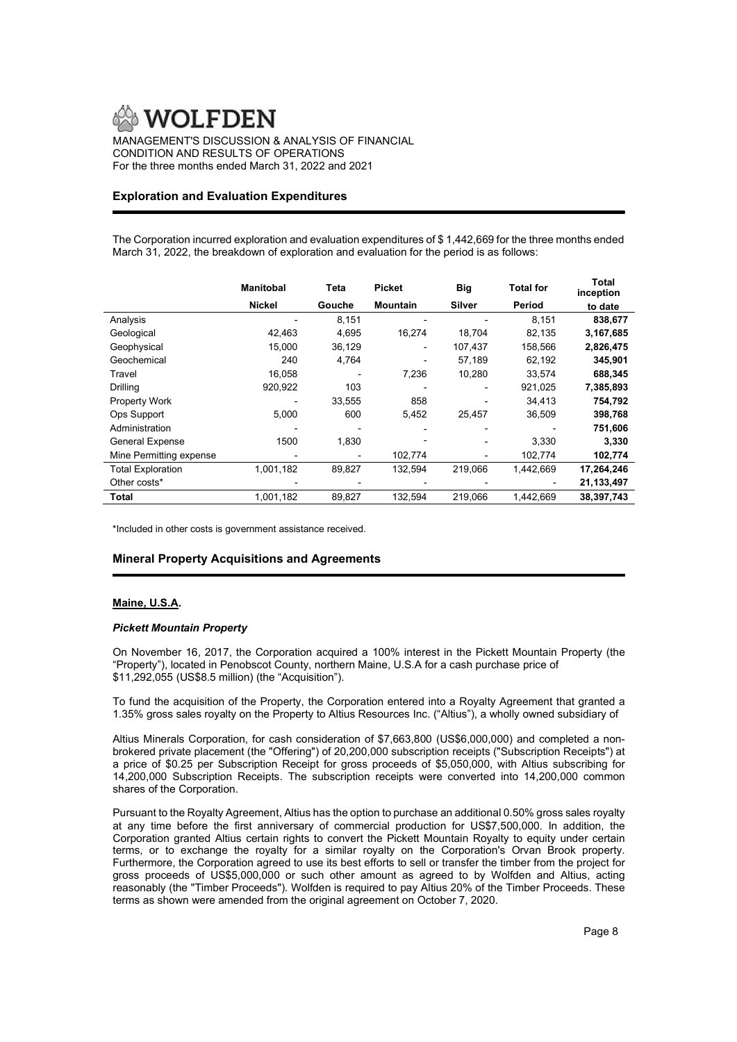## Exploration and Evaluation Expenditures

The Corporation incurred exploration and evaluation expenditures of $ 1,442,669 for the three months ended March 31, 2022, the breakdown of exploration and evaluation for the period is as follows:

| | Manitobal Nickel | Teta Gouche | Picket Mountain | Big Silver | Total for Period | Total inception to date |
|---|---|---|---|---|---|---|
| Analysis | - | 8,151 | - | - | 8,151 | **838,677** |
| Geological | 42,463 | 4,695 | 16,274 | 18,704 | 82,135 | **3,167,685** |
| Geophysical | 15,000 | 36,129 | - | 107,437 | 158,566 | **2,826,475** |
| Geochemical | 240 | 4,764 | - | 57,189 | 62,192 | **345,901** |
| Travel | 16,058 | - | 7,236 | 10,280 | 33,574 | **688,345** |
| Drilling | 920,922 | 103 | - | - | 921,025 | **7,385,893** |
| Property Work | - | 33,555 | 858 | - | 34,413 | **754,792** |
| Ops Support | 5,000 | 600 | 5,452 | 25,457 | 36,509 | **398,768** |
| Administration | - | - | - | - | - | **751,606** |
| General Expense | 1500 | 1,830 | - | - | 3,330 | **3,330** |
| Mine Permitting expense | - | - | 102,774 | - | 102,774 | **102,774** |
| Total Exploration | 1,001,182 | 89,827 | 132,594 | 219,066 | 1,442,669 | **17,264,246** |
| Other costs* | - | - | - | - | - | **21,133,497** |
| **Total** | 1,001,182 | 89,827 | 132,594 | 219,066 | 1,442,669 | **38,397,743** |

*Included in other costs is government assistance received.

## Mineral Property Acquisitions and Agreements

**Maine, U.S.A.**

***Pickett Mountain Property***

On November 16, 2017, the Corporation acquired a 100% interest in the Pickett Mountain Property (the "Property"), located in Penobscot County, northern Maine, U.S.A for a cash purchase price of $11,292,055 (US$8.5 million) (the "Acquisition").

To fund the acquisition of the Property, the Corporation entered into a Royalty Agreement that granted a 1.35% gross sales royalty on the Property to Altius Resources Inc. ("Altius"), a wholly owned subsidiary of Altius Minerals Corporation, for cash consideration of $7,663,800 (US$6,000,000) and completed a non-brokered private placement (the "Offering") of 20,200,000 subscription receipts ("Subscription Receipts") at a price of $0.25 per Subscription Receipt for gross proceeds of $5,050,000, with Altius subscribing for 14,200,000 Subscription Receipts. The subscription receipts were converted into 14,200,000 common shares of the Corporation.

Pursuant to the Royalty Agreement, Altius has the option to purchase an additional 0.50% gross sales royalty at any time before the first anniversary of commercial production for US$7,500,000. In addition, the Corporation granted Altius certain rights to convert the Pickett Mountain Royalty to equity under certain terms, or to exchange the royalty for a similar royalty on the Corporation's Orvan Brook property. Furthermore, the Corporation agreed to use its best efforts to sell or transfer the timber from the project for gross proceeds of US$5,000,000 or such other amount as agreed to by Wolfden and Altius, acting reasonably (the "Timber Proceeds"). Wolfden is required to pay Altius 20% of the Timber Proceeds. These terms as shown were amended from the original agreement on October 7, 2020.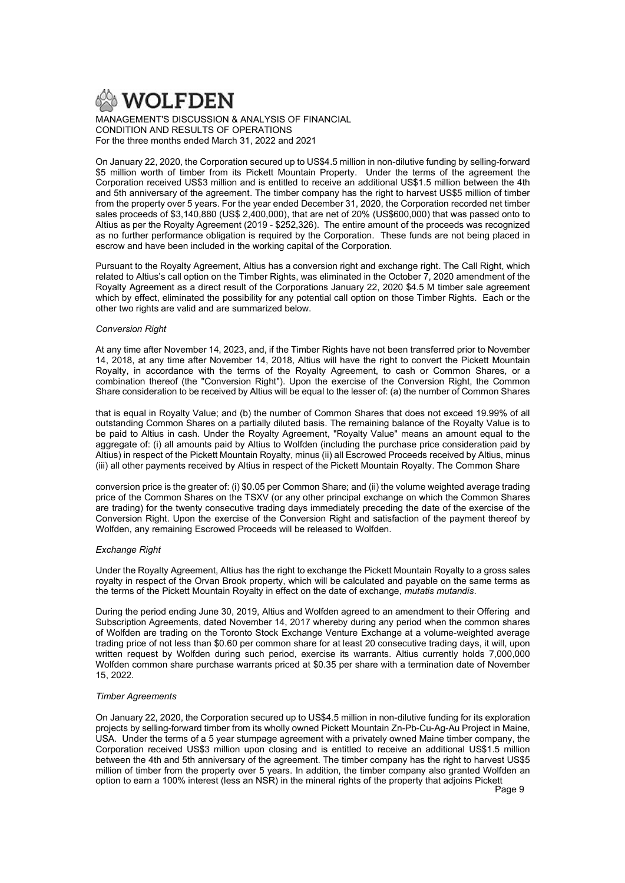On January 22, 2020, the Corporation secured up to US$4.5 million in non-dilutive funding by selling-forward $5 million worth of timber from its Pickett Mountain Property. Under the terms of the agreement the Corporation received US$3 million and is entitled to receive an additional US$1.5 million between the 4th and 5th anniversary of the agreement. The timber company has the right to harvest US$5 million of timber from the property over 5 years. For the year ended December 31, 2020, the Corporation recorded net timber sales proceeds of $3,140,880 (US$ 2,400,000), that are net of 20% (US$600,000) that was passed onto to Altius as per the Royalty Agreement (2019 - $252,326). The entire amount of the proceeds was recognized as no further performance obligation is required by the Corporation. These funds are not being placed in escrow and have been included in the working capital of the Corporation.

Pursuant to the Royalty Agreement, Altius has a conversion right and exchange right. The Call Right, which related to Altius's call option on the Timber Rights, was eliminated in the October 7, 2020 amendment of the Royalty Agreement as a direct result of the Corporations January 22, 2020 $4.5 M timber sale agreement which by effect, eliminated the possibility for any potential call option on those Timber Rights. Each or the other two rights are valid and are summarized below.

*Conversion Right*

At any time after November 14, 2023, and, if the Timber Rights have not been transferred prior to November 14, 2018, at any time after November 14, 2018, Altius will have the right to convert the Pickett Mountain Royalty, in accordance with the terms of the Royalty Agreement, to cash or Common Shares, or a combination thereof (the "Conversion Right"). Upon the exercise of the Conversion Right, the Common Share consideration to be received by Altius will be equal to the lesser of: (a) the number of Common Shares that is equal in Royalty Value; and (b) the number of Common Shares that does not exceed 19.99% of all outstanding Common Shares on a partially diluted basis. The remaining balance of the Royalty Value is to be paid to Altius in cash. Under the Royalty Agreement, "Royalty Value" means an amount equal to the aggregate of: (i) all amounts paid by Altius to Wolfden (including the purchase price consideration paid by Altius) in respect of the Pickett Mountain Royalty, minus (ii) all Escrowed Proceeds received by Altius, minus (iii) all other payments received by Altius in respect of the Pickett Mountain Royalty. The Common Share conversion price is the greater of: (i) $0.05 per Common Share; and (ii) the volume weighted average trading price of the Common Shares on the TSXV (or any other principal exchange on which the Common Shares are trading) for the twenty consecutive trading days immediately preceding the date of the exercise of the Conversion Right. Upon the exercise of the Conversion Right and satisfaction of the payment thereof by Wolfden, any remaining Escrowed Proceeds will be released to Wolfden.

*Exchange Right*

Under the Royalty Agreement, Altius has the right to exchange the Pickett Mountain Royalty to a gross sales royalty in respect of the Orvan Brook property, which will be calculated and payable on the same terms as the terms of the Pickett Mountain Royalty in effect on the date of exchange, *mutatis mutandis*.

During the period ending June 30, 2019, Altius and Wolfden agreed to an amendment to their Offering and Subscription Agreements, dated November 14, 2017 whereby during any period when the common shares of Wolfden are trading on the Toronto Stock Exchange Venture Exchange at a volume-weighted average trading price of not less than $0.60 per common share for at least 20 consecutive trading days, it will, upon written request by Wolfden during such period, exercise its warrants. Altius currently holds 7,000,000 Wolfden common share purchase warrants priced at $0.35 per share with a termination date of November 15, 2022.

*Timber Agreements*

On January 22, 2020, the Corporation secured up to US$4.5 million in non-dilutive funding for its exploration projects by selling-forward timber from its wholly owned Pickett Mountain Zn-Pb-Cu-Ag-Au Project in Maine, USA. Under the terms of a 5 year stumpage agreement with a privately owned Maine timber company, the Corporation received US$3 million upon closing and is entitled to receive an additional US$1.5 million between the 4th and 5th anniversary of the agreement. The timber company has the right to harvest US$5 million of timber from the property over 5 years. In addition, the timber company also granted Wolfden an option to earn a 100% interest (less an NSR) in the mineral rights of the property that adjoins Pickett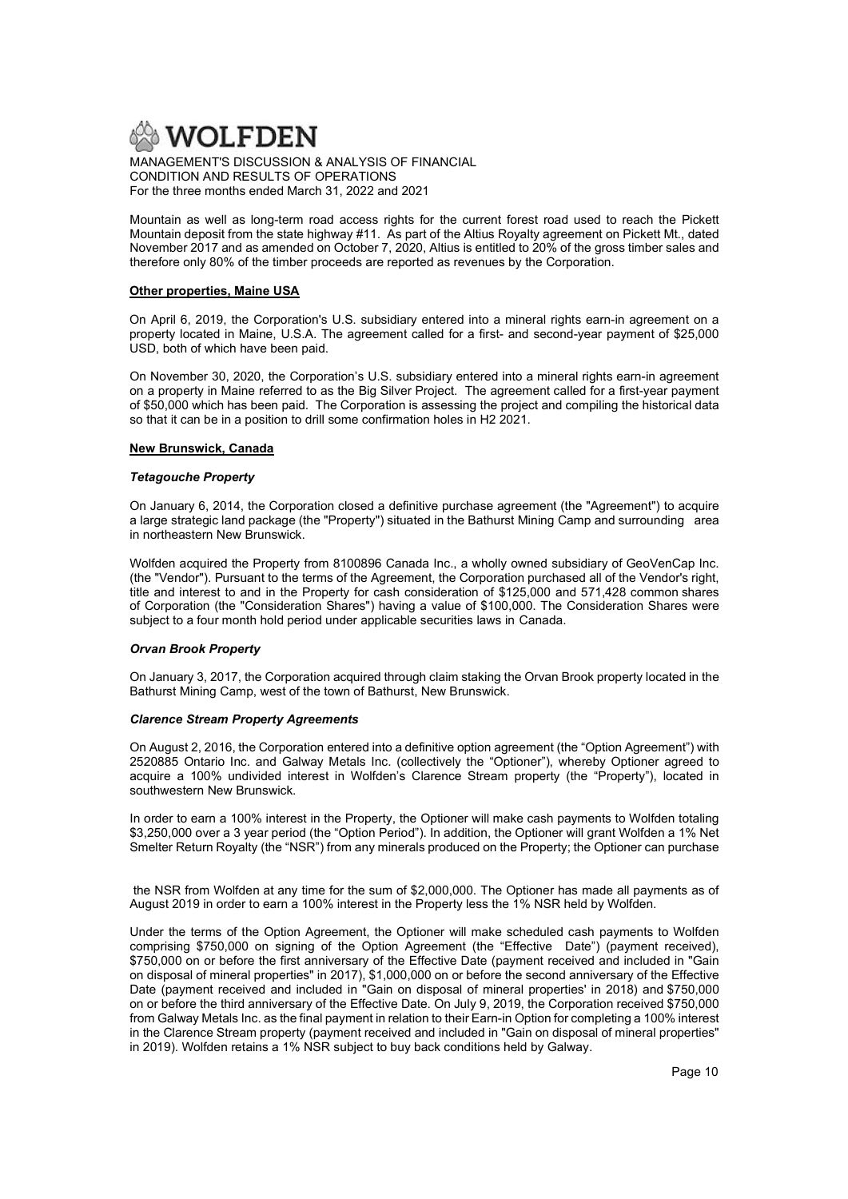Mountain as well as long-term road access rights for the current forest road used to reach the Pickett Mountain deposit from the state highway #11. As part of the Altius Royalty agreement on Pickett Mt., dated November 2017 and as amended on October 7, 2020, Altius is entitled to 20% of the gross timber sales and therefore only 80% of the timber proceeds are reported as revenues by the Corporation.

**Other properties, Maine USA**

On April 6, 2019, the Corporation's U.S. subsidiary entered into a mineral rights earn-in agreement on a property located in Maine, U.S.A. The agreement called for a first- and second-year payment of $25,000 USD, both of which have been paid.

On November 30, 2020, the Corporation's U.S. subsidiary entered into a mineral rights earn-in agreement on a property in Maine referred to as the Big Silver Project. The agreement called for a first-year payment of $50,000 which has been paid. The Corporation is assessing the project and compiling the historical data so that it can be in a position to drill some confirmation holes in H2 2021.

**New Brunswick, Canada**

***Tetagouche Property***

On January 6, 2014, the Corporation closed a definitive purchase agreement (the "Agreement") to acquire a large strategic land package (the "Property") situated in the Bathurst Mining Camp and surrounding area in northeastern New Brunswick.

Wolfden acquired the Property from 8100896 Canada Inc., a wholly owned subsidiary of GeoVenCap Inc. (the "Vendor"). Pursuant to the terms of the Agreement, the Corporation purchased all of the Vendor's right, title and interest to and in the Property for cash consideration of $125,000 and 571,428 common shares of Corporation (the "Consideration Shares") having a value of $100,000. The Consideration Shares were subject to a four month hold period under applicable securities laws in Canada.

***Orvan Brook Property***

On January 3, 2017, the Corporation acquired through claim staking the Orvan Brook property located in the Bathurst Mining Camp, west of the town of Bathurst, New Brunswick.

***Clarence Stream Property Agreements***

On August 2, 2016, the Corporation entered into a definitive option agreement (the "Option Agreement") with 2520885 Ontario Inc. and Galway Metals Inc. (collectively the "Optioner"), whereby Optioner agreed to acquire a 100% undivided interest in Wolfden's Clarence Stream property (the "Property"), located in southwestern New Brunswick.

In order to earn a 100% interest in the Property, the Optioner will make cash payments to Wolfden totaling $3,250,000 over a 3 year period (the "Option Period"). In addition, the Optioner will grant Wolfden a 1% Net Smelter Return Royalty (the "NSR") from any minerals produced on the Property; the Optioner can purchase the NSR from Wolfden at any time for the sum of $2,000,000. The Optioner has made all payments as of August 2019 in order to earn a 100% interest in the Property less the 1% NSR held by Wolfden.

Under the terms of the Option Agreement, the Optioner will make scheduled cash payments to Wolfden comprising $750,000 on signing of the Option Agreement (the "Effective Date") (payment received), $750,000 on or before the first anniversary of the Effective Date (payment received and included in "Gain on disposal of mineral properties" in 2017), $1,000,000 on or before the second anniversary of the Effective Date (payment received and included in "Gain on disposal of mineral properties' in 2018) and $750,000 on or before the third anniversary of the Effective Date. On July 9, 2019, the Corporation received $750,000 from Galway Metals Inc. as the final payment in relation to their Earn-in Option for completing a 100% interest in the Clarence Stream property (payment received and included in "Gain on disposal of mineral properties" in 2019). Wolfden retains a 1% NSR subject to buy back conditions held by Galway.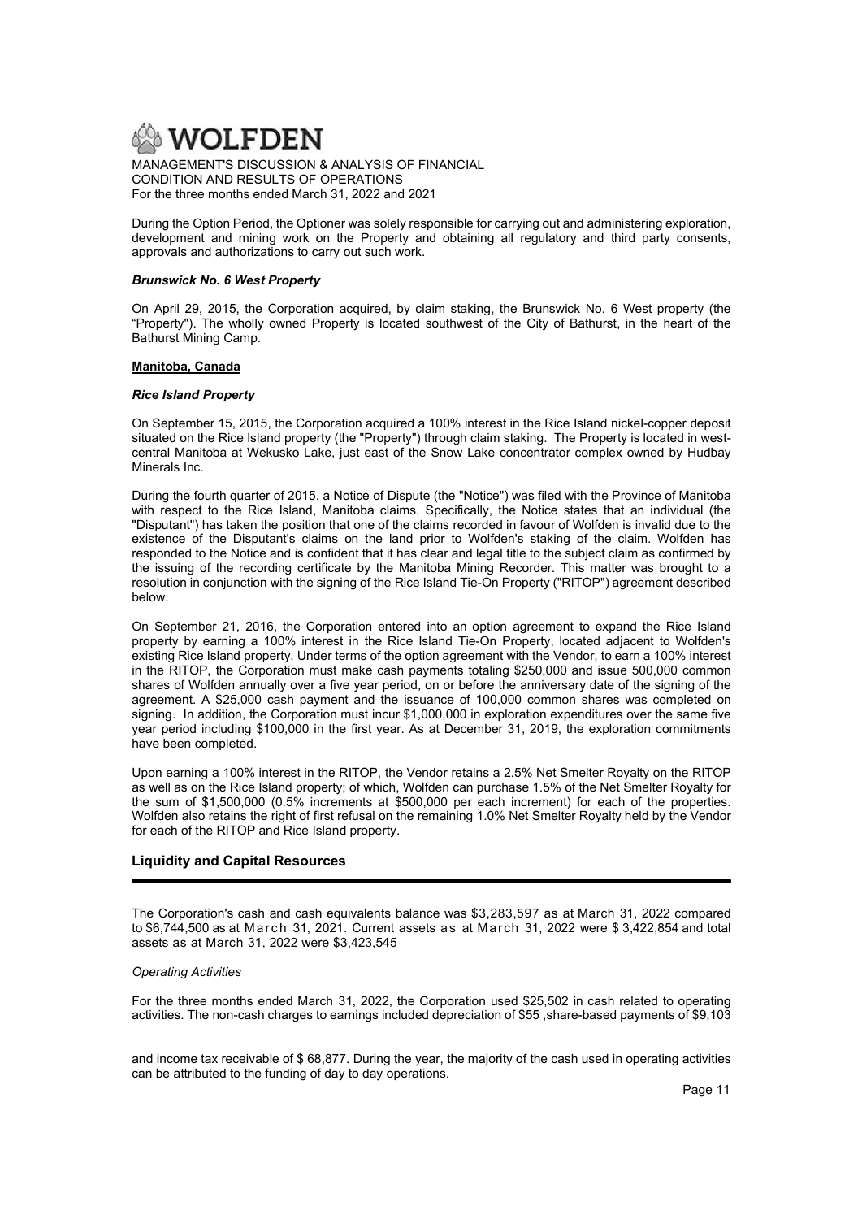During the Option Period, the Optioner was solely responsible for carrying out and administering exploration, development and mining work on the Property and obtaining all regulatory and third party consents, approvals and authorizations to carry out such work.

#### *Brunswick No. 6 West Property*

On April 29, 2015, the Corporation acquired, by claim staking, the Brunswick No. 6 West property (the "Property"). The wholly owned Property is located southwest of the City of Bathurst, in the heart of the Bathurst Mining Camp.

### Manitoba, Canada

#### *Rice Island Property*

On September 15, 2015, the Corporation acquired a 100% interest in the Rice Island nickel-copper deposit situated on the Rice Island property (the "Property") through claim staking. The Property is located in west-central Manitoba at Wekusko Lake, just east of the Snow Lake concentrator complex owned by Hudbay Minerals Inc.

During the fourth quarter of 2015, a Notice of Dispute (the "Notice") was filed with the Province of Manitoba with respect to the Rice Island, Manitoba claims. Specifically, the Notice states that an individual (the "Disputant") has taken the position that one of the claims recorded in favour of Wolfden is invalid due to the existence of the Disputant's claims on the land prior to Wolfden's staking of the claim. Wolfden has responded to the Notice and is confident that it has clear and legal title to the subject claim as confirmed by the issuing of the recording certificate by the Manitoba Mining Recorder. This matter was brought to a resolution in conjunction with the signing of the Rice Island Tie-On Property ("RITOP") agreement described below.

On September 21, 2016, the Corporation entered into an option agreement to expand the Rice Island property by earning a 100% interest in the Rice Island Tie-On Property, located adjacent to Wolfden's existing Rice Island property. Under terms of the option agreement with the Vendor, to earn a 100% interest in the RITOP, the Corporation must make cash payments totaling $250,000 and issue 500,000 common shares of Wolfden annually over a five year period, on or before the anniversary date of the signing of the agreement. A $25,000 cash payment and the issuance of 100,000 common shares was completed on signing. In addition, the Corporation must incur $1,000,000 in exploration expenditures over the same five year period including $100,000 in the first year. As at December 31, 2019, the exploration commitments have been completed.

Upon earning a 100% interest in the RITOP, the Vendor retains a 2.5% Net Smelter Royalty on the RITOP as well as on the Rice Island property; of which, Wolfden can purchase 1.5% of the Net Smelter Royalty for the sum of $1,500,000 (0.5% increments at $500,000 per each increment) for each of the properties. Wolfden also retains the right of first refusal on the remaining 1.0% Net Smelter Royalty held by the Vendor for each of the RITOP and Rice Island property.

## Liquidity and Capital Resources

The Corporation's cash and cash equivalents balance was $3,283,597 as at March 31, 2022 compared to $6,744,500 as at March 31, 2021. Current assets as at March 31, 2022 were $ 3,422,854 and total assets as at March 31, 2022 were $3,423,545

*Operating Activities*

For the three months ended March 31, 2022, the Corporation used $25,502 in cash related to operating activities. The non-cash charges to earnings included depreciation of $55 ,share-based payments of $9,103

and income tax receivable of $ 68,877. During the year, the majority of the cash used in operating activities can be attributed to the funding of day to day operations.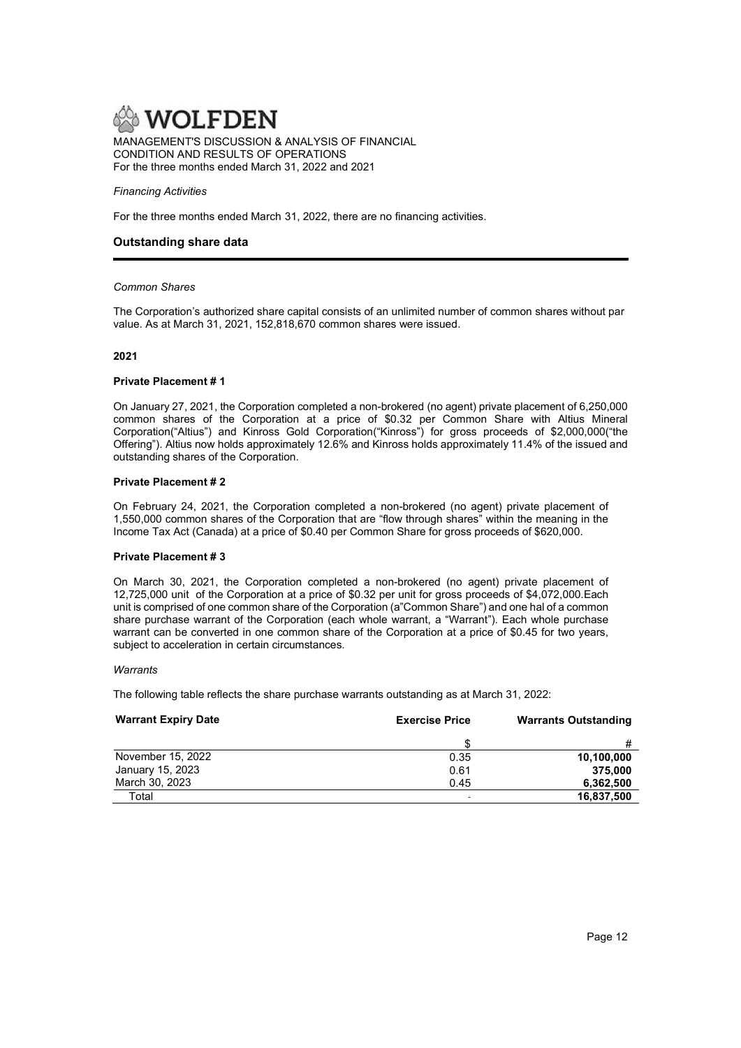*Financing Activities*

For the three months ended March 31, 2022, there are no financing activities.

## Outstanding share data

*Common Shares*

The Corporation's authorized share capital consists of an unlimited number of common shares without par value. As at March 31, 2021, 152,818,670 common shares were issued.

**2021**

**Private Placement # 1**

On January 27, 2021, the Corporation completed a non-brokered (no agent) private placement of 6,250,000 common shares of the Corporation at a price of $0.32 per Common Share with Altius Mineral Corporation("Altius") and Kinross Gold Corporation("Kinross") for gross proceeds of $2,000,000("the Offering"). Altius now holds approximately 12.6% and Kinross holds approximately 11.4% of the issued and outstanding shares of the Corporation.

**Private Placement # 2**

On February 24, 2021, the Corporation completed a non-brokered (no agent) private placement of 1,550,000 common shares of the Corporation that are "flow through shares" within the meaning in the Income Tax Act (Canada) at a price of $0.40 per Common Share for gross proceeds of $620,000.

**Private Placement # 3**

On March 30, 2021, the Corporation completed a non-brokered (no agent) private placement of 12,725,000 unit of the Corporation at a price of $0.32 per unit for gross proceeds of $4,072,000.Each unit is comprised of one common share of the Corporation (a"Common Share") and one hal of a common share purchase warrant of the Corporation (each whole warrant, a "Warrant"). Each whole purchase warrant can be converted in one common share of the Corporation at a price of $0.45 for two years, subject to acceleration in certain circumstances.

*Warrants*

The following table reflects the share purchase warrants outstanding as at March 31, 2022:

| Warrant Expiry Date | Exercise Price | Warrants Outstanding |
|---|---|---|
| | $ | # |
| November 15, 2022 | 0.35 | **10,100,000** |
| January 15, 2023 | 0.61 | **375,000** |
| March 30, 2023 | 0.45 | **6,362,500** |
| Total | - | **16,837,500** |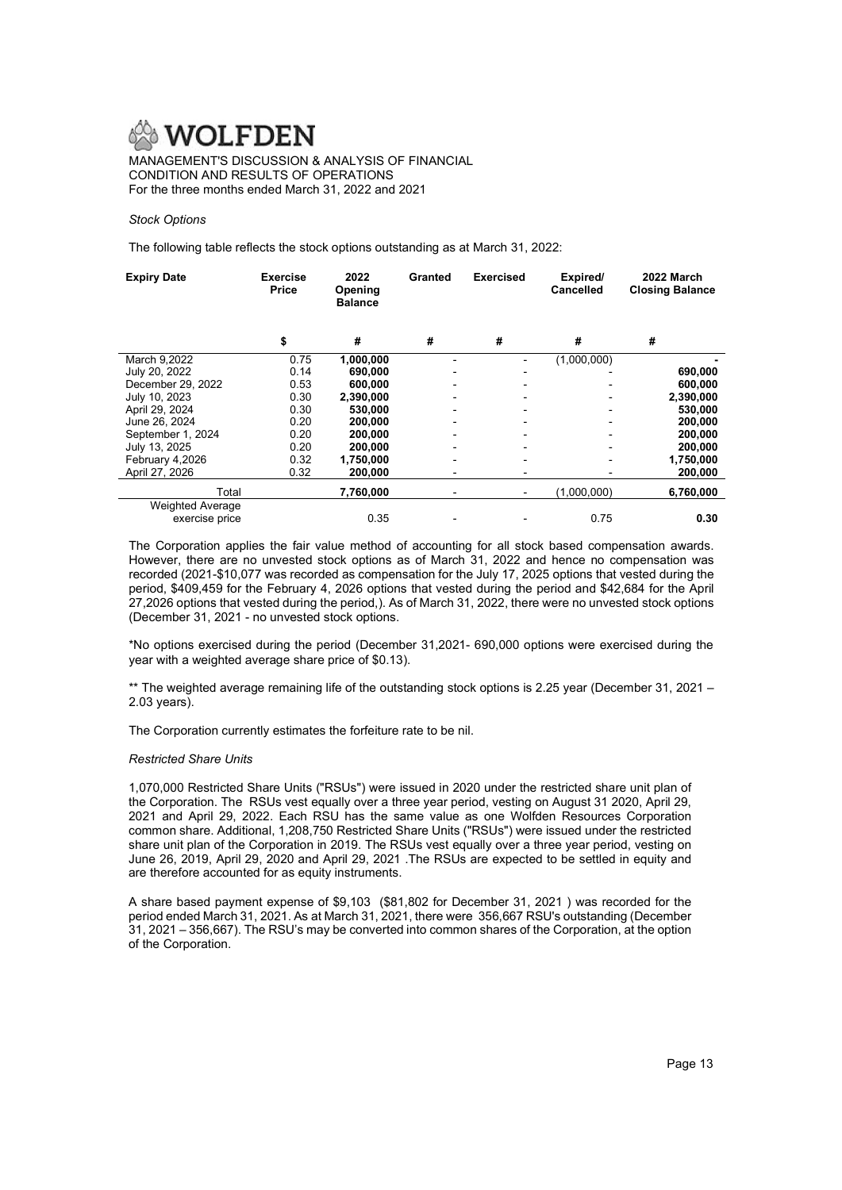*Stock Options*

The following table reflects the stock options outstanding as at March 31, 2022:

| Expiry Date | Exercise Price | 2022 Opening Balance | Granted | Exercised | Expired/ Cancelled | 2022 March Closing Balance |
|---|---|---|---|---|---|---|
| | $ | # | # | # | # | # |
| March 9,2022 | 0.75 | **1,000,000** | - | - | (1,000,000) | **-** |
| July 20, 2022 | 0.14 | **690,000** | - | - | - | **690,000** |
| December 29, 2022 | 0.53 | **600,000** | - | - | - | **600,000** |
| July 10, 2023 | 0.30 | **2,390,000** | - | - | - | **2,390,000** |
| April 29, 2024 | 0.30 | **530,000** | - | - | - | **530,000** |
| June 26, 2024 | 0.20 | **200,000** | - | - | - | **200,000** |
| September 1, 2024 | 0.20 | **200,000** | - | - | - | **200,000** |
| July 13, 2025 | 0.20 | **200,000** | - | - | - | **200,000** |
| February 4,2026 | 0.32 | **1,750,000** | - | - | - | **1,750,000** |
| April 27, 2026 | 0.32 | **200,000** | - | - | - | **200,000** |
| Total | | **7,760,000** | - | - | (1,000,000) | **6,760,000** |
| Weighted Average exercise price | | 0.35 | - | - | 0.75 | **0.30** |

The Corporation applies the fair value method of accounting for all stock based compensation awards. However, there are no unvested stock options as of March 31, 2022 and hence no compensation was recorded (2021-$10,077 was recorded as compensation for the July 17, 2025 options that vested during the period, $409,459 for the February 4, 2026 options that vested during the period and $42,684 for the April 27,2026 options that vested during the period,). As of March 31, 2022, there were no unvested stock options (December 31, 2021 - no unvested stock options.

*No options exercised during the period (December 31,2021- 690,000 options were exercised during the year with a weighted average share price of $0.13).

** The weighted average remaining life of the outstanding stock options is 2.25 year (December 31, 2021 – 2.03 years).

The Corporation currently estimates the forfeiture rate to be nil.

*Restricted Share Units*

1,070,000 Restricted Share Units ("RSUs") were issued in 2020 under the restricted share unit plan of the Corporation. The RSUs vest equally over a three year period, vesting on August 31 2020, April 29, 2021 and April 29, 2022. Each RSU has the same value as one Wolfden Resources Corporation common share. Additional, 1,208,750 Restricted Share Units ("RSUs") were issued under the restricted share unit plan of the Corporation in 2019. The RSUs vest equally over a three year period, vesting on June 26, 2019, April 29, 2020 and April 29, 2021 .The RSUs are expected to be settled in equity and are therefore accounted for as equity instruments.

A share based payment expense of $9,103 ($81,802 for December 31, 2021 ) was recorded for the period ended March 31, 2021. As at March 31, 2021, there were 356,667 RSU's outstanding (December 31, 2021 – 356,667). The RSU's may be converted into common shares of the Corporation, at the option of the Corporation.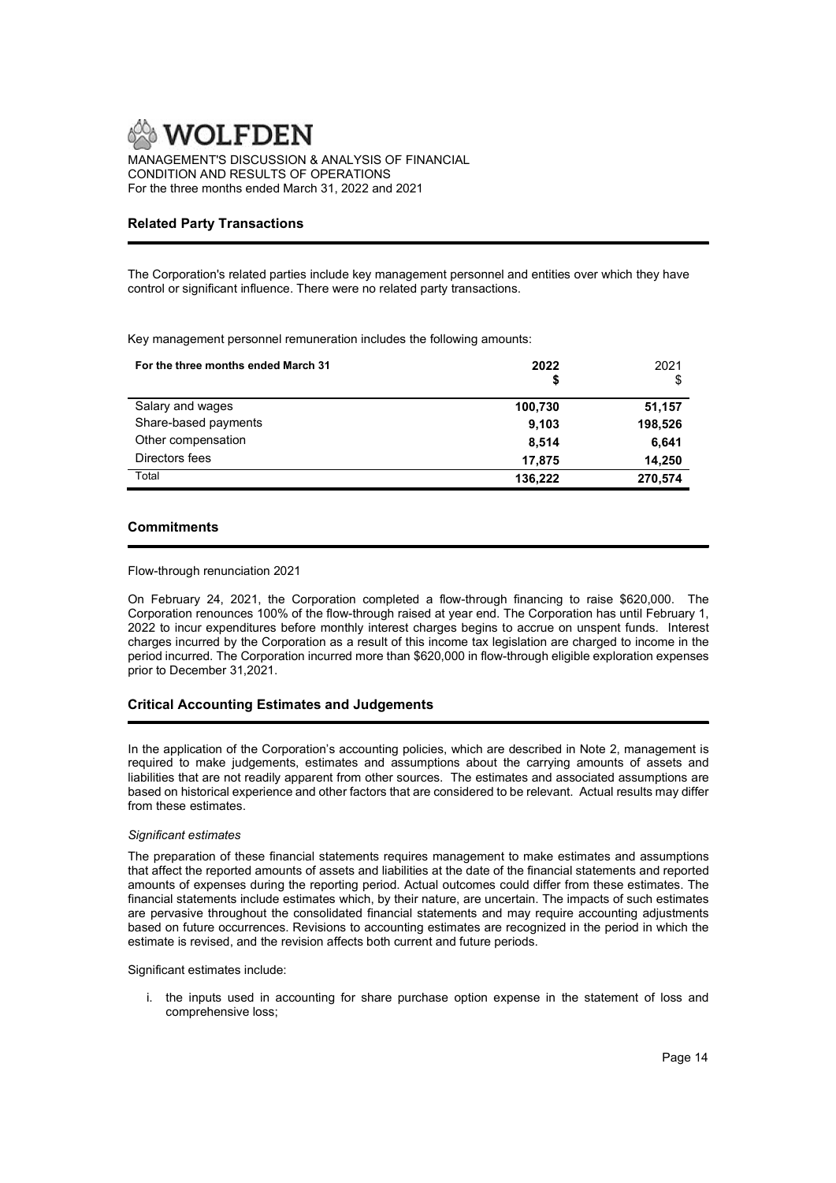## Related Party Transactions

The Corporation's related parties include key management personnel and entities over which they have control or significant influence. There were no related party transactions.

Key management personnel remuneration includes the following amounts:

| For the three months ended March 31 | 2022<br>$ | 2021<br>$ |
|---|---|---|
| Salary and wages | 100,730 | 51,157 |
| Share-based payments | 9,103 | 198,526 |
| Other compensation | 8,514 | 6,641 |
| Directors fees | 17,875 | 14,250 |
| Total | 136,222 | 270,574 |

## Commitments

Flow-through renunciation 2021

On February 24, 2021, the Corporation completed a flow-through financing to raise $620,000. The Corporation renounces 100% of the flow-through raised at year end. The Corporation has until February 1, 2022 to incur expenditures before monthly interest charges begins to accrue on unspent funds. Interest charges incurred by the Corporation as a result of this income tax legislation are charged to income in the period incurred. The Corporation incurred more than $620,000 in flow-through eligible exploration expenses prior to December 31,2021.

## Critical Accounting Estimates and Judgements

In the application of the Corporation's accounting policies, which are described in Note 2, management is required to make judgements, estimates and assumptions about the carrying amounts of assets and liabilities that are not readily apparent from other sources. The estimates and associated assumptions are based on historical experience and other factors that are considered to be relevant. Actual results may differ from these estimates.

*Significant estimates*

The preparation of these financial statements requires management to make estimates and assumptions that affect the reported amounts of assets and liabilities at the date of the financial statements and reported amounts of expenses during the reporting period. Actual outcomes could differ from these estimates. The financial statements include estimates which, by their nature, are uncertain. The impacts of such estimates are pervasive throughout the consolidated financial statements and may require accounting adjustments based on future occurrences. Revisions to accounting estimates are recognized in the period in which the estimate is revised, and the revision affects both current and future periods.

Significant estimates include:

i. the inputs used in accounting for share purchase option expense in the statement of loss and comprehensive loss;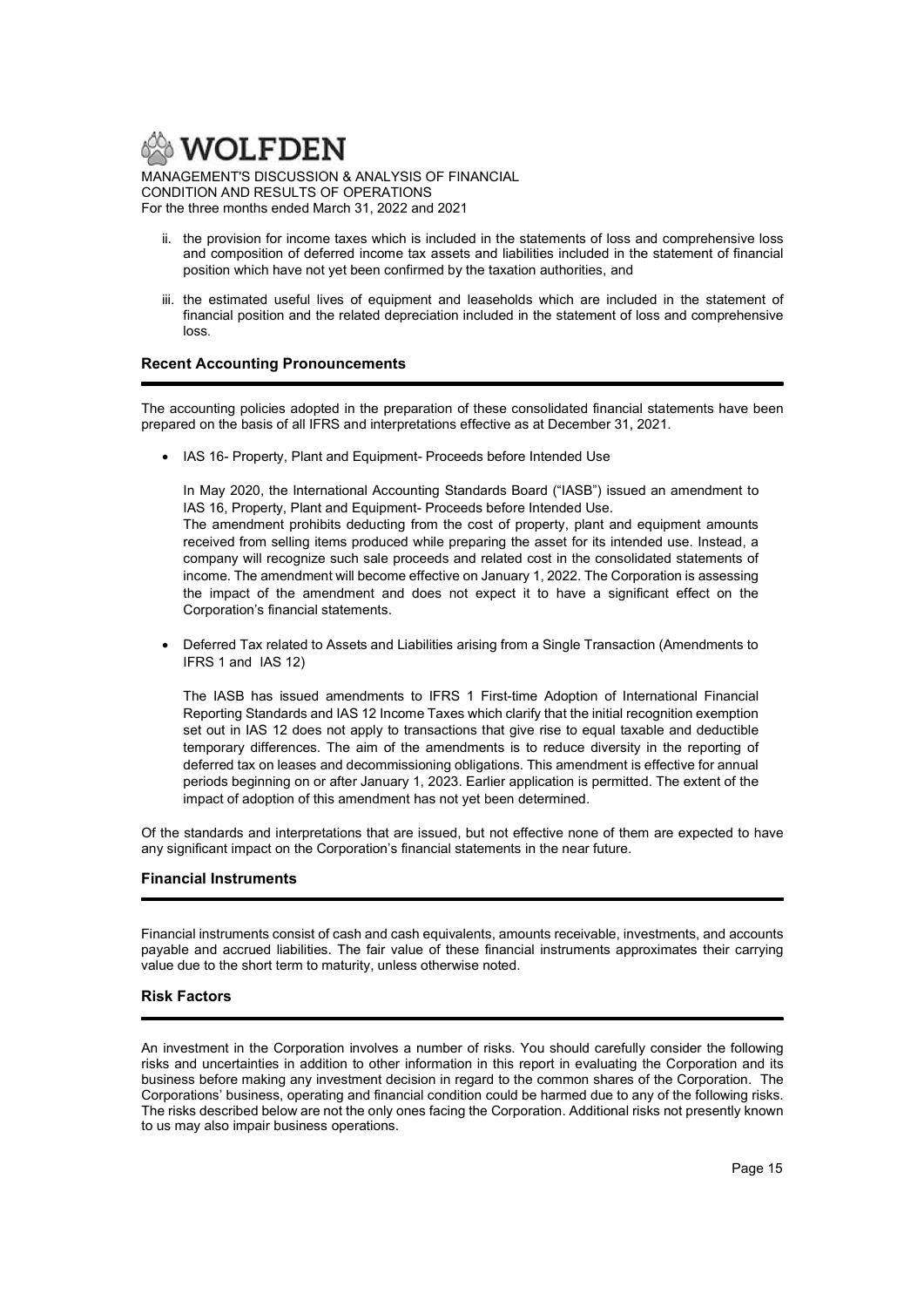ii. the provision for income taxes which is included in the statements of loss and comprehensive loss and composition of deferred income tax assets and liabilities included in the statement of financial position which have not yet been confirmed by the taxation authorities, and

iii. the estimated useful lives of equipment and leaseholds which are included in the statement of financial position and the related depreciation included in the statement of loss and comprehensive loss.

## Recent Accounting Pronouncements

The accounting policies adopted in the preparation of these consolidated financial statements have been prepared on the basis of all IFRS and interpretations effective as at December 31, 2021.

- IAS 16- Property, Plant and Equipment- Proceeds before Intended Use

  In May 2020, the International Accounting Standards Board ("IASB") issued an amendment to IAS 16, Property, Plant and Equipment- Proceeds before Intended Use.
  The amendment prohibits deducting from the cost of property, plant and equipment amounts received from selling items produced while preparing the asset for its intended use. Instead, a company will recognize such sale proceeds and related cost in the consolidated statements of income. The amendment will become effective on January 1, 2022. The Corporation is assessing the impact of the amendment and does not expect it to have a significant effect on the Corporation's financial statements.

- Deferred Tax related to Assets and Liabilities arising from a Single Transaction (Amendments to IFRS 1 and IAS 12)

  The IASB has issued amendments to IFRS 1 First-time Adoption of International Financial Reporting Standards and IAS 12 Income Taxes which clarify that the initial recognition exemption set out in IAS 12 does not apply to transactions that give rise to equal taxable and deductible temporary differences. The aim of the amendments is to reduce diversity in the reporting of deferred tax on leases and decommissioning obligations. This amendment is effective for annual periods beginning on or after January 1, 2023. Earlier application is permitted. The extent of the impact of adoption of this amendment has not yet been determined.

Of the standards and interpretations that are issued, but not effective none of them are expected to have any significant impact on the Corporation's financial statements in the near future.

## Financial Instruments

Financial instruments consist of cash and cash equivalents, amounts receivable, investments, and accounts payable and accrued liabilities. The fair value of these financial instruments approximates their carrying value due to the short term to maturity, unless otherwise noted.

## Risk Factors

An investment in the Corporation involves a number of risks. You should carefully consider the following risks and uncertainties in addition to other information in this report in evaluating the Corporation and its business before making any investment decision in regard to the common shares of the Corporation. The Corporations' business, operating and financial condition could be harmed due to any of the following risks. The risks described below are not the only ones facing the Corporation. Additional risks not presently known to us may also impair business operations.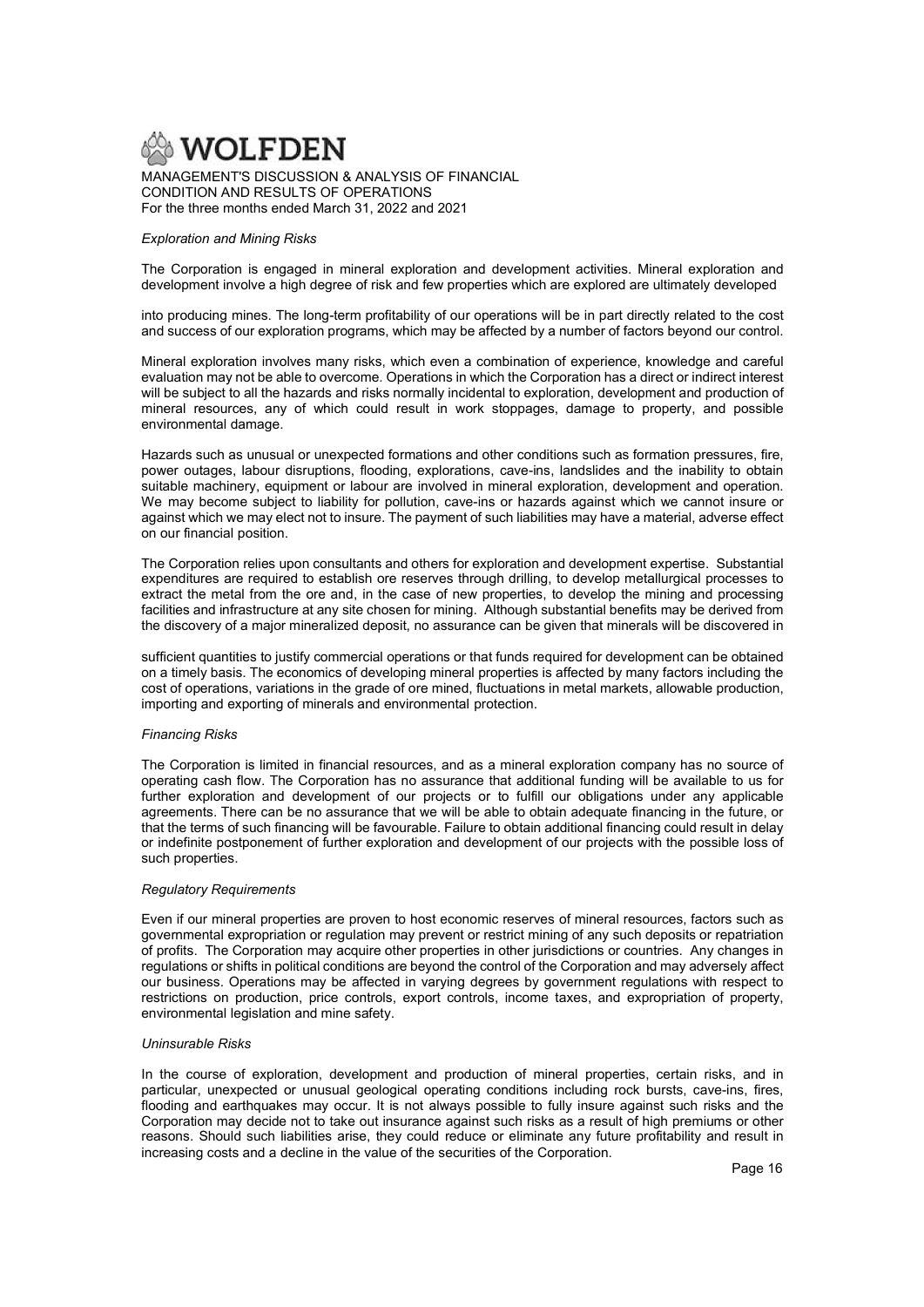*Exploration and Mining Risks*

The Corporation is engaged in mineral exploration and development activities. Mineral exploration and development involve a high degree of risk and few properties which are explored are ultimately developed into producing mines. The long-term profitability of our operations will be in part directly related to the cost and success of our exploration programs, which may be affected by a number of factors beyond our control.

Mineral exploration involves many risks, which even a combination of experience, knowledge and careful evaluation may not be able to overcome. Operations in which the Corporation has a direct or indirect interest will be subject to all the hazards and risks normally incidental to exploration, development and production of mineral resources, any of which could result in work stoppages, damage to property, and possible environmental damage.

Hazards such as unusual or unexpected formations and other conditions such as formation pressures, fire, power outages, labour disruptions, flooding, explorations, cave-ins, landslides and the inability to obtain suitable machinery, equipment or labour are involved in mineral exploration, development and operation. We may become subject to liability for pollution, cave-ins or hazards against which we cannot insure or against which we may elect not to insure. The payment of such liabilities may have a material, adverse effect on our financial position.

The Corporation relies upon consultants and others for exploration and development expertise. Substantial expenditures are required to establish ore reserves through drilling, to develop metallurgical processes to extract the metal from the ore and, in the case of new properties, to develop the mining and processing facilities and infrastructure at any site chosen for mining. Although substantial benefits may be derived from the discovery of a major mineralized deposit, no assurance can be given that minerals will be discovered in sufficient quantities to justify commercial operations or that funds required for development can be obtained on a timely basis. The economics of developing mineral properties is affected by many factors including the cost of operations, variations in the grade of ore mined, fluctuations in metal markets, allowable production, importing and exporting of minerals and environmental protection.

*Financing Risks*

The Corporation is limited in financial resources, and as a mineral exploration company has no source of operating cash flow. The Corporation has no assurance that additional funding will be available to us for further exploration and development of our projects or to fulfill our obligations under any applicable agreements. There can be no assurance that we will be able to obtain adequate financing in the future, or that the terms of such financing will be favourable. Failure to obtain additional financing could result in delay or indefinite postponement of further exploration and development of our projects with the possible loss of such properties.

*Regulatory Requirements*

Even if our mineral properties are proven to host economic reserves of mineral resources, factors such as governmental expropriation or regulation may prevent or restrict mining of any such deposits or repatriation of profits. The Corporation may acquire other properties in other jurisdictions or countries. Any changes in regulations or shifts in political conditions are beyond the control of the Corporation and may adversely affect our business. Operations may be affected in varying degrees by government regulations with respect to restrictions on production, price controls, export controls, income taxes, and expropriation of property, environmental legislation and mine safety.

*Uninsurable Risks*

In the course of exploration, development and production of mineral properties, certain risks, and in particular, unexpected or unusual geological operating conditions including rock bursts, cave-ins, fires, flooding and earthquakes may occur. It is not always possible to fully insure against such risks and the Corporation may decide not to take out insurance against such risks as a result of high premiums or other reasons. Should such liabilities arise, they could reduce or eliminate any future profitability and result in increasing costs and a decline in the value of the securities of the Corporation.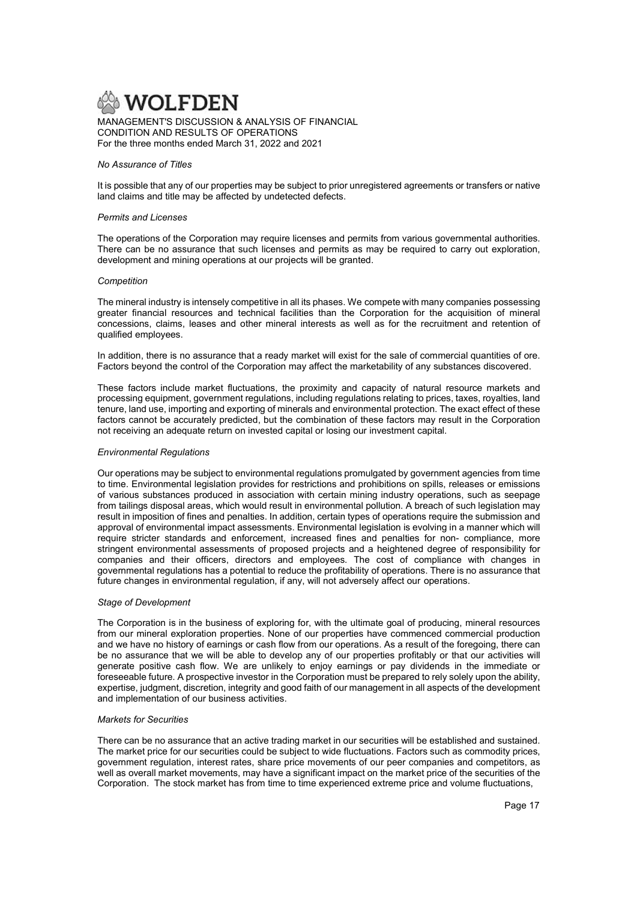*No Assurance of Titles*

It is possible that any of our properties may be subject to prior unregistered agreements or transfers or native land claims and title may be affected by undetected defects.

*Permits and Licenses*

The operations of the Corporation may require licenses and permits from various governmental authorities. There can be no assurance that such licenses and permits as may be required to carry out exploration, development and mining operations at our projects will be granted.

*Competition*

The mineral industry is intensely competitive in all its phases. We compete with many companies possessing greater financial resources and technical facilities than the Corporation for the acquisition of mineral concessions, claims, leases and other mineral interests as well as for the recruitment and retention of qualified employees.

In addition, there is no assurance that a ready market will exist for the sale of commercial quantities of ore. Factors beyond the control of the Corporation may affect the marketability of any substances discovered.

These factors include market fluctuations, the proximity and capacity of natural resource markets and processing equipment, government regulations, including regulations relating to prices, taxes, royalties, land tenure, land use, importing and exporting of minerals and environmental protection. The exact effect of these factors cannot be accurately predicted, but the combination of these factors may result in the Corporation not receiving an adequate return on invested capital or losing our investment capital.

*Environmental Regulations*

Our operations may be subject to environmental regulations promulgated by government agencies from time to time. Environmental legislation provides for restrictions and prohibitions on spills, releases or emissions of various substances produced in association with certain mining industry operations, such as seepage from tailings disposal areas, which would result in environmental pollution. A breach of such legislation may result in imposition of fines and penalties. In addition, certain types of operations require the submission and approval of environmental impact assessments. Environmental legislation is evolving in a manner which will require stricter standards and enforcement, increased fines and penalties for non- compliance, more stringent environmental assessments of proposed projects and a heightened degree of responsibility for companies and their officers, directors and employees. The cost of compliance with changes in governmental regulations has a potential to reduce the profitability of operations. There is no assurance that future changes in environmental regulation, if any, will not adversely affect our operations.

*Stage of Development*

The Corporation is in the business of exploring for, with the ultimate goal of producing, mineral resources from our mineral exploration properties. None of our properties have commenced commercial production and we have no history of earnings or cash flow from our operations. As a result of the foregoing, there can be no assurance that we will be able to develop any of our properties profitably or that our activities will generate positive cash flow. We are unlikely to enjoy earnings or pay dividends in the immediate or foreseeable future. A prospective investor in the Corporation must be prepared to rely solely upon the ability, expertise, judgment, discretion, integrity and good faith of our management in all aspects of the development and implementation of our business activities.

*Markets for Securities*

There can be no assurance that an active trading market in our securities will be established and sustained. The market price for our securities could be subject to wide fluctuations. Factors such as commodity prices, government regulation, interest rates, share price movements of our peer companies and competitors, as well as overall market movements, may have a significant impact on the market price of the securities of the Corporation. The stock market has from time to time experienced extreme price and volume fluctuations,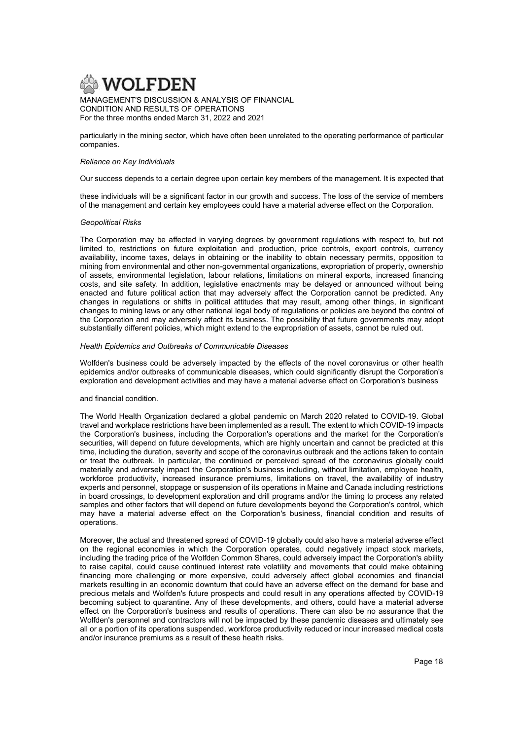particularly in the mining sector, which have often been unrelated to the operating performance of particular companies.

*Reliance on Key Individuals*

Our success depends to a certain degree upon certain key members of the management. It is expected that

these individuals will be a significant factor in our growth and success. The loss of the service of members of the management and certain key employees could have a material adverse effect on the Corporation.

*Geopolitical Risks*

The Corporation may be affected in varying degrees by government regulations with respect to, but not limited to, restrictions on future exploitation and production, price controls, export controls, currency availability, income taxes, delays in obtaining or the inability to obtain necessary permits, opposition to mining from environmental and other non-governmental organizations, expropriation of property, ownership of assets, environmental legislation, labour relations, limitations on mineral exports, increased financing costs, and site safety. In addition, legislative enactments may be delayed or announced without being enacted and future political action that may adversely affect the Corporation cannot be predicted. Any changes in regulations or shifts in political attitudes that may result, among other things, in significant changes to mining laws or any other national legal body of regulations or policies are beyond the control of the Corporation and may adversely affect its business. The possibility that future governments may adopt substantially different policies, which might extend to the expropriation of assets, cannot be ruled out.

*Health Epidemics and Outbreaks of Communicable Diseases*

Wolfden's business could be adversely impacted by the effects of the novel coronavirus or other health epidemics and/or outbreaks of communicable diseases, which could significantly disrupt the Corporation's exploration and development activities and may have a material adverse effect on Corporation's business

and financial condition.

The World Health Organization declared a global pandemic on March 2020 related to COVID-19. Global travel and workplace restrictions have been implemented as a result. The extent to which COVID-19 impacts the Corporation's business, including the Corporation's operations and the market for the Corporation's securities, will depend on future developments, which are highly uncertain and cannot be predicted at this time, including the duration, severity and scope of the coronavirus outbreak and the actions taken to contain or treat the outbreak. In particular, the continued or perceived spread of the coronavirus globally could materially and adversely impact the Corporation's business including, without limitation, employee health, workforce productivity, increased insurance premiums, limitations on travel, the availability of industry experts and personnel, stoppage or suspension of its operations in Maine and Canada including restrictions in board crossings, to development exploration and drill programs and/or the timing to process any related samples and other factors that will depend on future developments beyond the Corporation's control, which may have a material adverse effect on the Corporation's business, financial condition and results of operations.

Moreover, the actual and threatened spread of COVID-19 globally could also have a material adverse effect on the regional economies in which the Corporation operates, could negatively impact stock markets, including the trading price of the Wolfden Common Shares, could adversely impact the Corporation's ability to raise capital, could cause continued interest rate volatility and movements that could make obtaining financing more challenging or more expensive, could adversely affect global economies and financial markets resulting in an economic downturn that could have an adverse effect on the demand for base and precious metals and Wolfden's future prospects and could result in any operations affected by COVID-19 becoming subject to quarantine. Any of these developments, and others, could have a material adverse effect on the Corporation's business and results of operations. There can also be no assurance that the Wolfden's personnel and contractors will not be impacted by these pandemic diseases and ultimately see all or a portion of its operations suspended, workforce productivity reduced or incur increased medical costs and/or insurance premiums as a result of these health risks.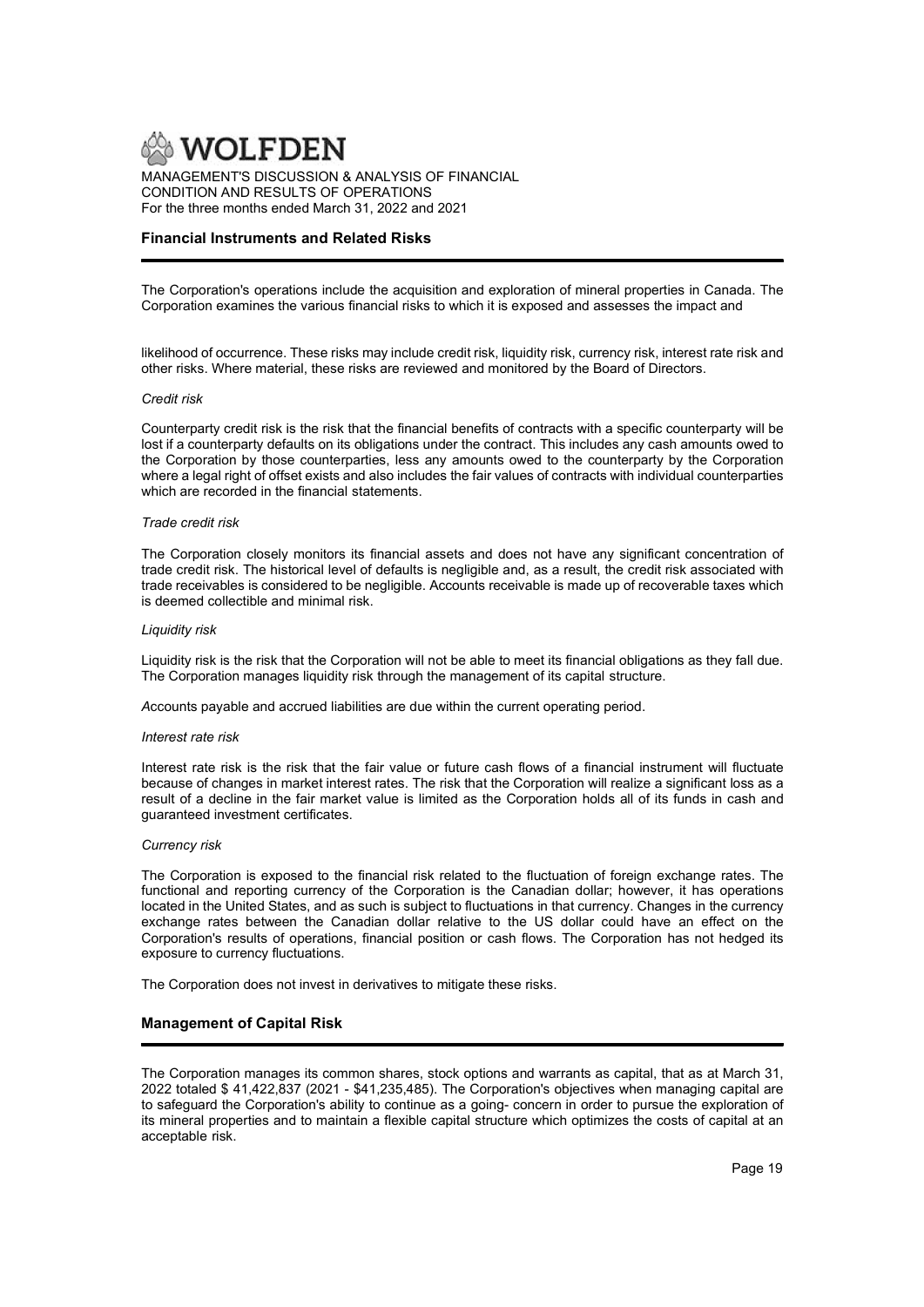## Financial Instruments and Related Risks

The Corporation's operations include the acquisition and exploration of mineral properties in Canada. The Corporation examines the various financial risks to which it is exposed and assesses the impact and

likelihood of occurrence. These risks may include credit risk, liquidity risk, currency risk, interest rate risk and other risks. Where material, these risks are reviewed and monitored by the Board of Directors.

*Credit risk*

Counterparty credit risk is the risk that the financial benefits of contracts with a specific counterparty will be lost if a counterparty defaults on its obligations under the contract. This includes any cash amounts owed to the Corporation by those counterparties, less any amounts owed to the counterparty by the Corporation where a legal right of offset exists and also includes the fair values of contracts with individual counterparties which are recorded in the financial statements.

*Trade credit risk*

The Corporation closely monitors its financial assets and does not have any significant concentration of trade credit risk. The historical level of defaults is negligible and, as a result, the credit risk associated with trade receivables is considered to be negligible. Accounts receivable is made up of recoverable taxes which is deemed collectible and minimal risk.

*Liquidity risk*

Liquidity risk is the risk that the Corporation will not be able to meet its financial obligations as they fall due. The Corporation manages liquidity risk through the management of its capital structure.

*A*ccounts payable and accrued liabilities are due within the current operating period.

*Interest rate risk*

Interest rate risk is the risk that the fair value or future cash flows of a financial instrument will fluctuate because of changes in market interest rates. The risk that the Corporation will realize a significant loss as a result of a decline in the fair market value is limited as the Corporation holds all of its funds in cash and guaranteed investment certificates.

*Currency risk*

The Corporation is exposed to the financial risk related to the fluctuation of foreign exchange rates. The functional and reporting currency of the Corporation is the Canadian dollar; however, it has operations located in the United States, and as such is subject to fluctuations in that currency. Changes in the currency exchange rates between the Canadian dollar relative to the US dollar could have an effect on the Corporation's results of operations, financial position or cash flows. The Corporation has not hedged its exposure to currency fluctuations.

The Corporation does not invest in derivatives to mitigate these risks.

## Management of Capital Risk

The Corporation manages its common shares, stock options and warrants as capital, that as at March 31, 2022 totaled $ 41,422,837 (2021 - $41,235,485). The Corporation's objectives when managing capital are to safeguard the Corporation's ability to continue as a going- concern in order to pursue the exploration of its mineral properties and to maintain a flexible capital structure which optimizes the costs of capital at an acceptable risk.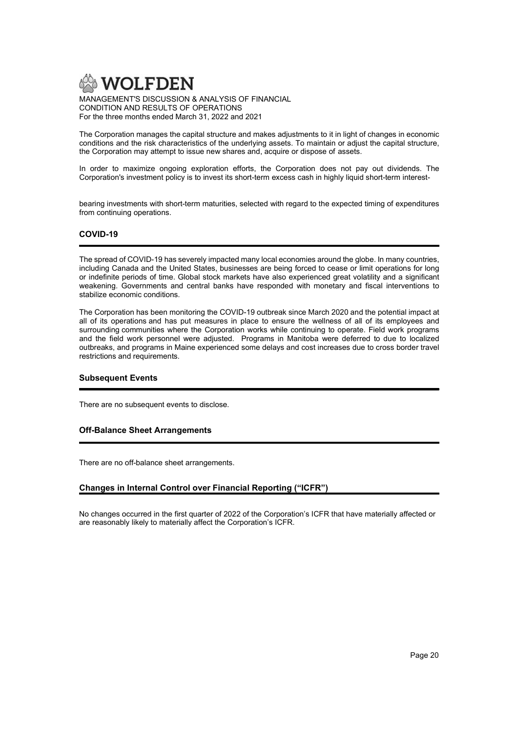The Corporation manages the capital structure and makes adjustments to it in light of changes in economic conditions and the risk characteristics of the underlying assets. To maintain or adjust the capital structure, the Corporation may attempt to issue new shares and, acquire or dispose of assets.

In order to maximize ongoing exploration efforts, the Corporation does not pay out dividends. The Corporation's investment policy is to invest its short-term excess cash in highly liquid short-term interest-bearing investments with short-term maturities, selected with regard to the expected timing of expenditures from continuing operations.

## COVID-19

The spread of COVID-19 has severely impacted many local economies around the globe. In many countries, including Canada and the United States, businesses are being forced to cease or limit operations for long or indefinite periods of time. Global stock markets have also experienced great volatility and a significant weakening. Governments and central banks have responded with monetary and fiscal interventions to stabilize economic conditions.

The Corporation has been monitoring the COVID-19 outbreak since March 2020 and the potential impact at all of its operations and has put measures in place to ensure the wellness of all of its employees and surrounding communities where the Corporation works while continuing to operate. Field work programs and the field work personnel were adjusted. Programs in Manitoba were deferred to due to localized outbreaks, and programs in Maine experienced some delays and cost increases due to cross border travel restrictions and requirements.

## Subsequent Events

There are no subsequent events to disclose.

## Off-Balance Sheet Arrangements

There are no off-balance sheet arrangements.

## Changes in Internal Control over Financial Reporting ("ICFR")

No changes occurred in the first quarter of 2022 of the Corporation's ICFR that have materially affected or are reasonably likely to materially affect the Corporation's ICFR.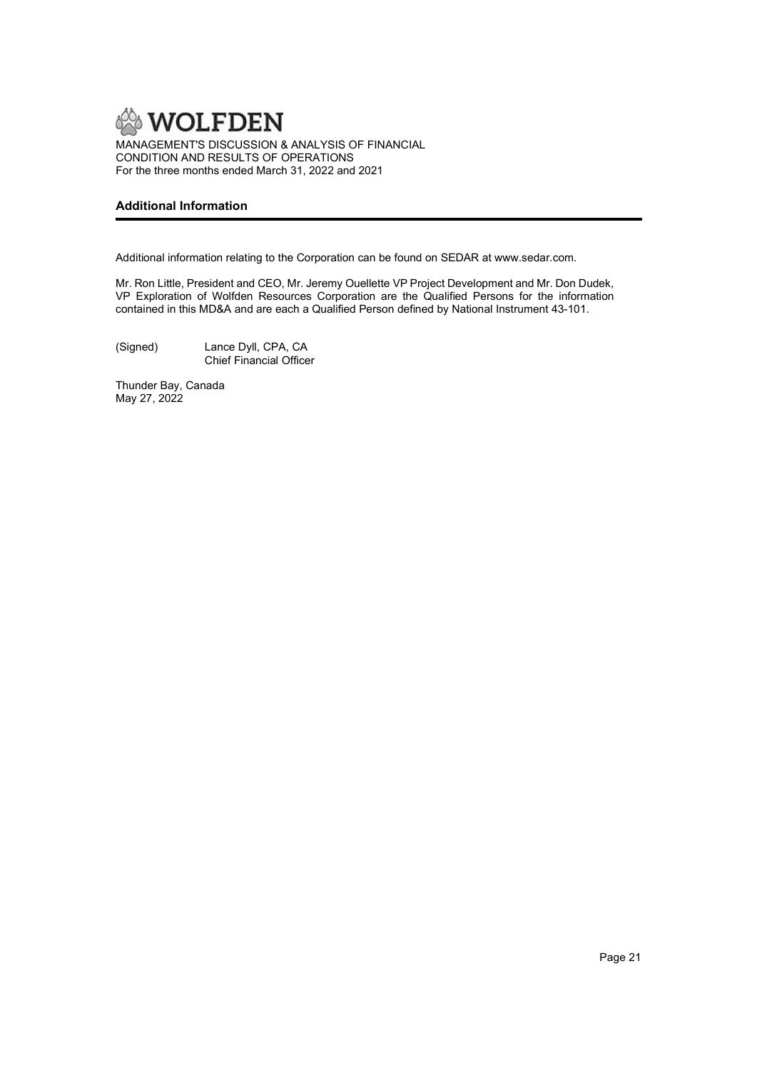## Additional Information

Additional information relating to the Corporation can be found on SEDAR at www.sedar.com.

Mr. Ron Little, President and CEO, Mr. Jeremy Ouellette VP Project Development and Mr. Don Dudek, VP Exploration of Wolfden Resources Corporation are the Qualified Persons for the information contained in this MD&A and are each a Qualified Person defined by National Instrument 43-101.

(Signed) Lance Dyll, CPA, CA
Chief Financial Officer

Thunder Bay, Canada
May 27, 2022